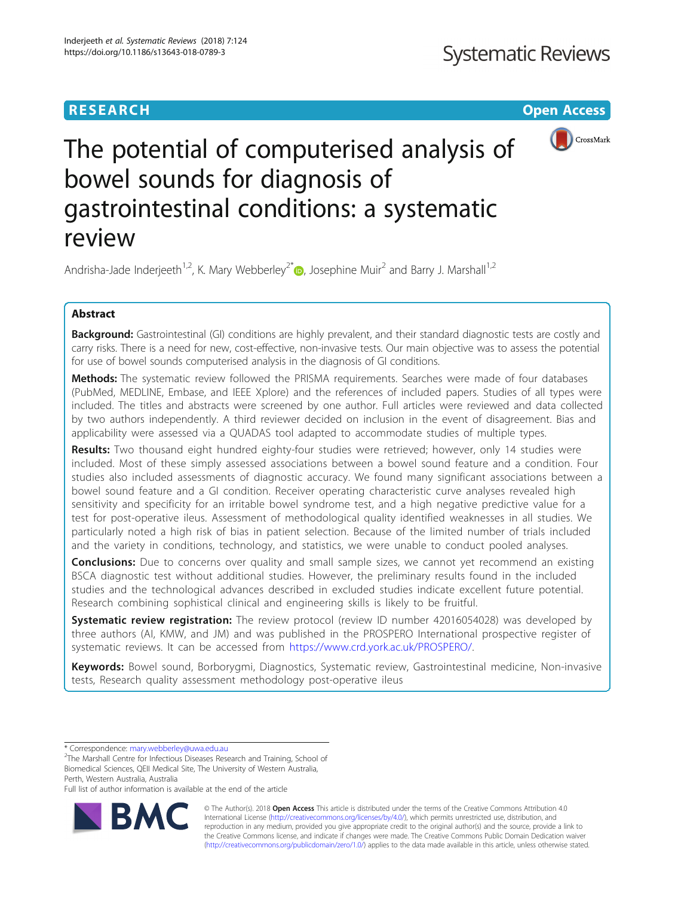RESEARCH Open Access

# The potential of computerised analysis of bowel sounds for diagnosis of gastrointestinal conditions: a systematic review

Andrisha-Jade Inderjeeth[1,2], K. Mary Webberley[2*], Josephine Muir[2] and Barry J. Marshall[1,2]

## Abstract

**Background:** Gastrointestinal (GI) conditions are highly prevalent, and their standard diagnostic tests are costly and carry risks. There is a need for new, cost-effective, non-invasive tests. Our main objective was to assess the potential for use of bowel sounds computerised analysis in the diagnosis of GI conditions.

**Methods:** The systematic review followed the PRISMA requirements. Searches were made of four databases (PubMed, MEDLINE, Embase, and IEEE Xplore) and the references of included papers. Studies of all types were included. The titles and abstracts were screened by one author. Full articles were reviewed and data collected by two authors independently. A third reviewer decided on inclusion in the event of disagreement. Bias and applicability were assessed via a QUADAS tool adapted to accommodate studies of multiple types.

**Results:** Two thousand eight hundred eighty-four studies were retrieved; however, only 14 studies were included. Most of these simply assessed associations between a bowel sound feature and a condition. Four studies also included assessments of diagnostic accuracy. We found many significant associations between a bowel sound feature and a GI condition. Receiver operating characteristic curve analyses revealed high sensitivity and specificity for an irritable bowel syndrome test, and a high negative predictive value for a test for post-operative ileus. Assessment of methodological quality identified weaknesses in all studies. We particularly noted a high risk of bias in patient selection. Because of the limited number of trials included and the variety in conditions, technology, and statistics, we were unable to conduct pooled analyses.

**Conclusions:** Due to concerns over quality and small sample sizes, we cannot yet recommend an existing BSCA diagnostic test without additional studies. However, the preliminary results found in the included studies and the technological advances described in excluded studies indicate excellent future potential. Research combining sophistical clinical and engineering skills is likely to be fruitful.

**Systematic review registration:** The review protocol (review ID number 42016054028) was developed by three authors (AI, KMW, and JM) and was published in the PROSPERO International prospective register of systematic reviews. It can be accessed from https://www.crd.york.ac.uk/PROSPERO/.

**Keywords:** Bowel sound, Borborygmi, Diagnostics, Systematic review, Gastrointestinal medicine, Non-invasive tests, Research quality assessment methodology post-operative ileus

---

\* Correspondence: mary.webberley@uwa.edu.au
[2]The Marshall Centre for Infectious Diseases Research and Training, School of Biomedical Sciences, QEII Medical Site, The University of Western Australia, Perth, Western Australia, Australia
Full list of author information is available at the end of the article

© The Author(s). 2018 **Open Access** This article is distributed under the terms of the Creative Commons Attribution 4.0 International License (http://creativecommons.org/licenses/by/4.0/), which permits unrestricted use, distribution, and reproduction in any medium, provided you give appropriate credit to the original author(s) and the source, provide a link to the Creative Commons license, and indicate if changes were made. The Creative Commons Public Domain Dedication waiver (http://creativecommons.org/publicdomain/zero/1.0/) applies to the data made available in this article, unless otherwise stated.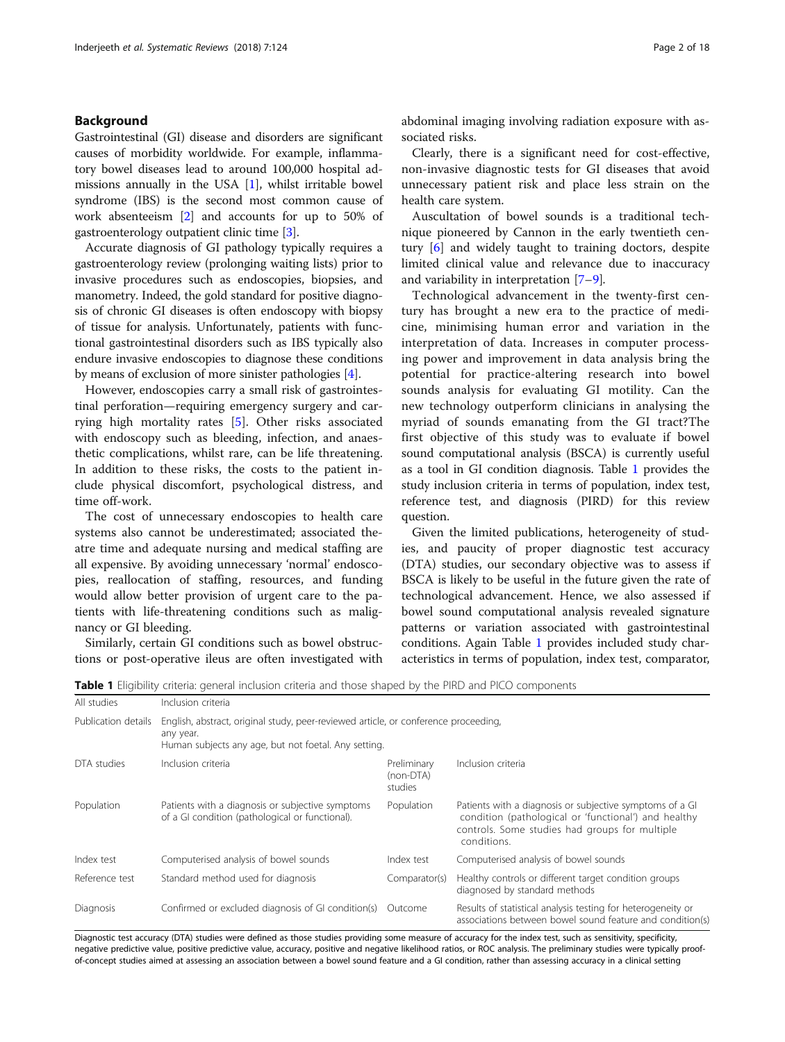## Background

Gastrointestinal (GI) disease and disorders are significant causes of morbidity worldwide. For example, inflammatory bowel diseases lead to around 100,000 hospital admissions annually in the USA [1], whilst irritable bowel syndrome (IBS) is the second most common cause of work absenteeism [2] and accounts for up to 50% of gastroenterology outpatient clinic time [3].

Accurate diagnosis of GI pathology typically requires a gastroenterology review (prolonging waiting lists) prior to invasive procedures such as endoscopies, biopsies, and manometry. Indeed, the gold standard for positive diagnosis of chronic GI diseases is often endoscopy with biopsy of tissue for analysis. Unfortunately, patients with functional gastrointestinal disorders such as IBS typically also endure invasive endoscopies to diagnose these conditions by means of exclusion of more sinister pathologies [4].

However, endoscopies carry a small risk of gastrointestinal perforation—requiring emergency surgery and carrying high mortality rates [5]. Other risks associated with endoscopy such as bleeding, infection, and anaesthetic complications, whilst rare, can be life threatening. In addition to these risks, the costs to the patient include physical discomfort, psychological distress, and time off-work.

The cost of unnecessary endoscopies to health care systems also cannot be underestimated; associated theatre time and adequate nursing and medical staffing are all expensive. By avoiding unnecessary 'normal' endoscopies, reallocation of staffing, resources, and funding would allow better provision of urgent care to the patients with life-threatening conditions such as malignancy or GI bleeding.

Similarly, certain GI conditions such as bowel obstructions or post-operative ileus are often investigated with abdominal imaging involving radiation exposure with associated risks.

Clearly, there is a significant need for cost-effective, non-invasive diagnostic tests for GI diseases that avoid unnecessary patient risk and place less strain on the health care system.

Auscultation of bowel sounds is a traditional technique pioneered by Cannon in the early twentieth century [6] and widely taught to training doctors, despite limited clinical value and relevance due to inaccuracy and variability in interpretation [7–9].

Technological advancement in the twenty-first century has brought a new era to the practice of medicine, minimising human error and variation in the interpretation of data. Increases in computer processing power and improvement in data analysis bring the potential for practice-altering research into bowel sounds analysis for evaluating GI motility. Can the new technology outperform clinicians in analysing the myriad of sounds emanating from the GI tract?The first objective of this study was to evaluate if bowel sound computational analysis (BSCA) is currently useful as a tool in GI condition diagnosis. Table 1 provides the study inclusion criteria in terms of population, index test, reference test, and diagnosis (PIRD) for this review question.

Given the limited publications, heterogeneity of studies, and paucity of proper diagnostic test accuracy (DTA) studies, our secondary objective was to assess if BSCA is likely to be useful in the future given the rate of technological advancement. Hence, we also assessed if bowel sound computational analysis revealed signature patterns or variation associated with gastrointestinal conditions. Again Table 1 provides included study characteristics in terms of population, index test, comparator,

**Table 1** Eligibility criteria: general inclusion criteria and those shaped by the PIRD and PICO components

| All studies | Inclusion criteria | | |
|---|---|---|---|
| Publication details | English, abstract, original study, peer-reviewed article, or conference proceeding, any year. Human subjects any age, but not foetal. Any setting. | | |
| DTA studies | Inclusion criteria | Preliminary (non-DTA) studies | Inclusion criteria |
| Population | Patients with a diagnosis or subjective symptoms of a GI condition (pathological or functional). | Population | Patients with a diagnosis or subjective symptoms of a GI condition (pathological or 'functional') and healthy controls. Some studies had groups for multiple conditions. |
| Index test | Computerised analysis of bowel sounds | Index test | Computerised analysis of bowel sounds |
| Reference test | Standard method used for diagnosis | Comparator(s) | Healthy controls or different target condition groups diagnosed by standard methods |
| Diagnosis | Confirmed or excluded diagnosis of GI condition(s) | Outcome | Results of statistical analysis testing for heterogeneity or associations between bowel sound feature and condition(s) |

Diagnostic test accuracy (DTA) studies were defined as those studies providing some measure of accuracy for the index test, such as sensitivity, specificity, negative predictive value, positive predictive value, accuracy, positive and negative likelihood ratios, or ROC analysis. The preliminary studies were typically proof-of-concept studies aimed at assessing an association between a bowel sound feature and a GI condition, rather than assessing accuracy in a clinical setting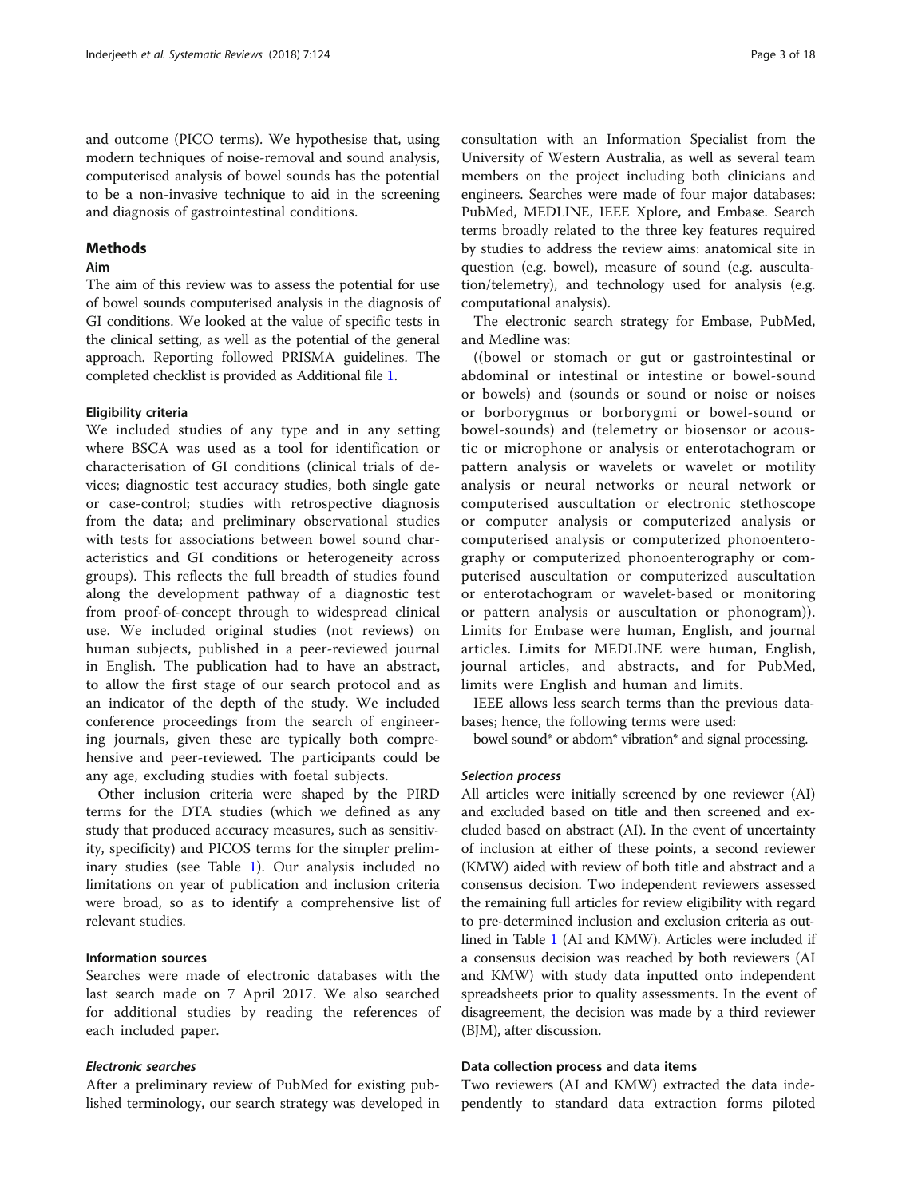and outcome (PICO terms). We hypothesise that, using modern techniques of noise-removal and sound analysis, computerised analysis of bowel sounds has the potential to be a non-invasive technique to aid in the screening and diagnosis of gastrointestinal conditions.

## Methods

### Aim

The aim of this review was to assess the potential for use of bowel sounds computerised analysis in the diagnosis of GI conditions. We looked at the value of specific tests in the clinical setting, as well as the potential of the general approach. Reporting followed PRISMA guidelines. The completed checklist is provided as Additional file 1.

#### Eligibility criteria

We included studies of any type and in any setting where BSCA was used as a tool for identification or characterisation of GI conditions (clinical trials of devices; diagnostic test accuracy studies, both single gate or case-control; studies with retrospective diagnosis from the data; and preliminary observational studies with tests for associations between bowel sound characteristics and GI conditions or heterogeneity across groups). This reflects the full breadth of studies found along the development pathway of a diagnostic test from proof-of-concept through to widespread clinical use. We included original studies (not reviews) on human subjects, published in a peer-reviewed journal in English. The publication had to have an abstract, to allow the first stage of our search protocol and as an indicator of the depth of the study. We included conference proceedings from the search of engineering journals, given these are typically both comprehensive and peer-reviewed. The participants could be any age, excluding studies with foetal subjects.

Other inclusion criteria were shaped by the PIRD terms for the DTA studies (which we defined as any study that produced accuracy measures, such as sensitivity, specificity) and PICOS terms for the simpler preliminary studies (see Table 1). Our analysis included no limitations on year of publication and inclusion criteria were broad, so as to identify a comprehensive list of relevant studies.

#### Information sources

Searches were made of electronic databases with the last search made on 7 April 2017. We also searched for additional studies by reading the references of each included paper.

#### *Electronic searches*

After a preliminary review of PubMed for existing published terminology, our search strategy was developed in consultation with an Information Specialist from the University of Western Australia, as well as several team members on the project including both clinicians and engineers. Searches were made of four major databases: PubMed, MEDLINE, IEEE Xplore, and Embase. Search terms broadly related to the three key features required by studies to address the review aims: anatomical site in question (e.g. bowel), measure of sound (e.g. auscultation/telemetry), and technology used for analysis (e.g. computational analysis).

The electronic search strategy for Embase, PubMed, and Medline was:

((bowel or stomach or gut or gastrointestinal or abdominal or intestinal or intestine or bowel-sound or bowels) and (sounds or sound or noise or noises or borborygmus or borborygmi or bowel-sound or bowel-sounds) and (telemetry or biosensor or acoustic or microphone or analysis or enterotachogram or pattern analysis or wavelets or wavelet or motility analysis or neural networks or neural network or computerised auscultation or electronic stethoscope or computer analysis or computerized analysis or computerised analysis or computerized phonoenterography or computerized phonoenterography or computerised auscultation or computerized auscultation or enterotachogram or wavelet-based or monitoring or pattern analysis or auscultation or phonogram)). Limits for Embase were human, English, and journal articles. Limits for MEDLINE were human, English, journal articles, and abstracts, and for PubMed, limits were English and human and limits.

IEEE allows less search terms than the previous databases; hence, the following terms were used:

bowel sound* or abdom* vibration* and signal processing.

#### *Selection process*

All articles were initially screened by one reviewer (AI) and excluded based on title and then screened and excluded based on abstract (AI). In the event of uncertainty of inclusion at either of these points, a second reviewer (KMW) aided with review of both title and abstract and a consensus decision. Two independent reviewers assessed the remaining full articles for review eligibility with regard to pre-determined inclusion and exclusion criteria as outlined in Table 1 (AI and KMW). Articles were included if a consensus decision was reached by both reviewers (AI and KMW) with study data inputted onto independent spreadsheets prior to quality assessments. In the event of disagreement, the decision was made by a third reviewer (BJM), after discussion.

#### Data collection process and data items

Two reviewers (AI and KMW) extracted the data independently to standard data extraction forms piloted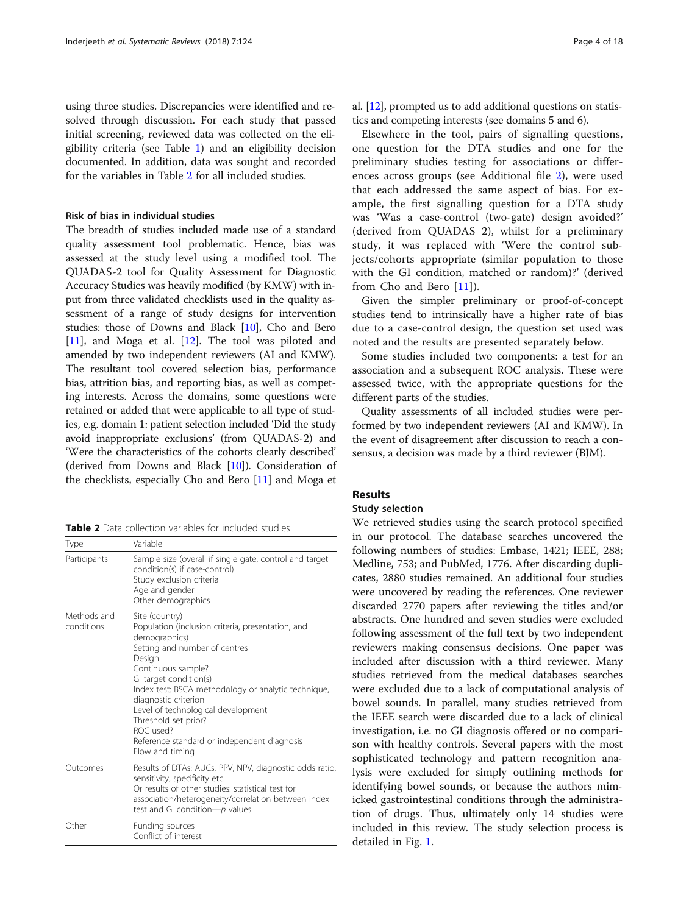using three studies. Discrepancies were identified and resolved through discussion. For each study that passed initial screening, reviewed data was collected on the eligibility criteria (see Table 1) and an eligibility decision documented. In addition, data was sought and recorded for the variables in Table 2 for all included studies.

### Risk of bias in individual studies

The breadth of studies included made use of a standard quality assessment tool problematic. Hence, bias was assessed at the study level using a modified tool. The QUADAS-2 tool for Quality Assessment for Diagnostic Accuracy Studies was heavily modified (by KMW) with input from three validated checklists used in the quality assessment of a range of study designs for intervention studies: those of Downs and Black [10], Cho and Bero [11], and Moga et al. [12]. The tool was piloted and amended by two independent reviewers (AI and KMW). The resultant tool covered selection bias, performance bias, attrition bias, and reporting bias, as well as competing interests. Across the domains, some questions were retained or added that were applicable to all type of studies, e.g. domain 1: patient selection included 'Did the study avoid inappropriate exclusions' (from QUADAS-2) and 'Were the characteristics of the cohorts clearly described' (derived from Downs and Black [10]). Consideration of the checklists, especially Cho and Bero [11] and Moga et al. [12], prompted us to add additional questions on statistics and competing interests (see domains 5 and 6).

Elsewhere in the tool, pairs of signalling questions, one question for the DTA studies and one for the preliminary studies testing for associations or differences across groups (see Additional file 2), were used that each addressed the same aspect of bias. For example, the first signalling question for a DTA study was 'Was a case-control (two-gate) design avoided?' (derived from QUADAS 2), whilst for a preliminary study, it was replaced with 'Were the control subjects/cohorts appropriate (similar population to those with the GI condition, matched or random)?' (derived from Cho and Bero [11]).

Given the simpler preliminary or proof-of-concept studies tend to intrinsically have a higher rate of bias due to a case-control design, the question set used was noted and the results are presented separately below.

Some studies included two components: a test for an association and a subsequent ROC analysis. These were assessed twice, with the appropriate questions for the different parts of the studies.

Quality assessments of all included studies were performed by two independent reviewers (AI and KMW). In the event of disagreement after discussion to reach a consensus, a decision was made by a third reviewer (BJM).

**Table 2** Data collection variables for included studies

| Type | Variable |
|---|---|
| Participants | Sample size (overall if single gate, control and target condition(s) if case-control)<br>Study exclusion criteria<br>Age and gender<br>Other demographics |
| Methods and conditions | Site (country)<br>Population (inclusion criteria, presentation, and demographics)<br>Setting and number of centres<br>Design<br>Continuous sample?<br>GI target condition(s)<br>Index test: BSCA methodology or analytic technique, diagnostic criterion<br>Level of technological development<br>Threshold set prior?<br>ROC used?<br>Reference standard or independent diagnosis<br>Flow and timing |
| Outcomes | Results of DTAs: AUCs, PPV, NPV, diagnostic odds ratio, sensitivity, specificity etc.<br>Or results of other studies: statistical test for association/heterogeneity/correlation between index test and GI condition—*p* values |
| Other | Funding sources<br>Conflict of interest |

## Results

### Study selection

We retrieved studies using the search protocol specified in our protocol. The database searches uncovered the following numbers of studies: Embase, 1421; IEEE, 288; Medline, 753; and PubMed, 1776. After discarding duplicates, 2880 studies remained. An additional four studies were uncovered by reading the references. One reviewer discarded 2770 papers after reviewing the titles and/or abstracts. One hundred and seven studies were excluded following assessment of the full text by two independent reviewers making consensus decisions. One paper was included after discussion with a third reviewer. Many studies retrieved from the medical databases searches were excluded due to a lack of computational analysis of bowel sounds. In parallel, many studies retrieved from the IEEE search were discarded due to a lack of clinical investigation, i.e. no GI diagnosis offered or no comparison with healthy controls. Several papers with the most sophisticated technology and pattern recognition analysis were excluded for simply outlining methods for identifying bowel sounds, or because the authors mimicked gastrointestinal conditions through the administration of drugs. Thus, ultimately only 14 studies were included in this review. The study selection process is detailed in Fig. 1.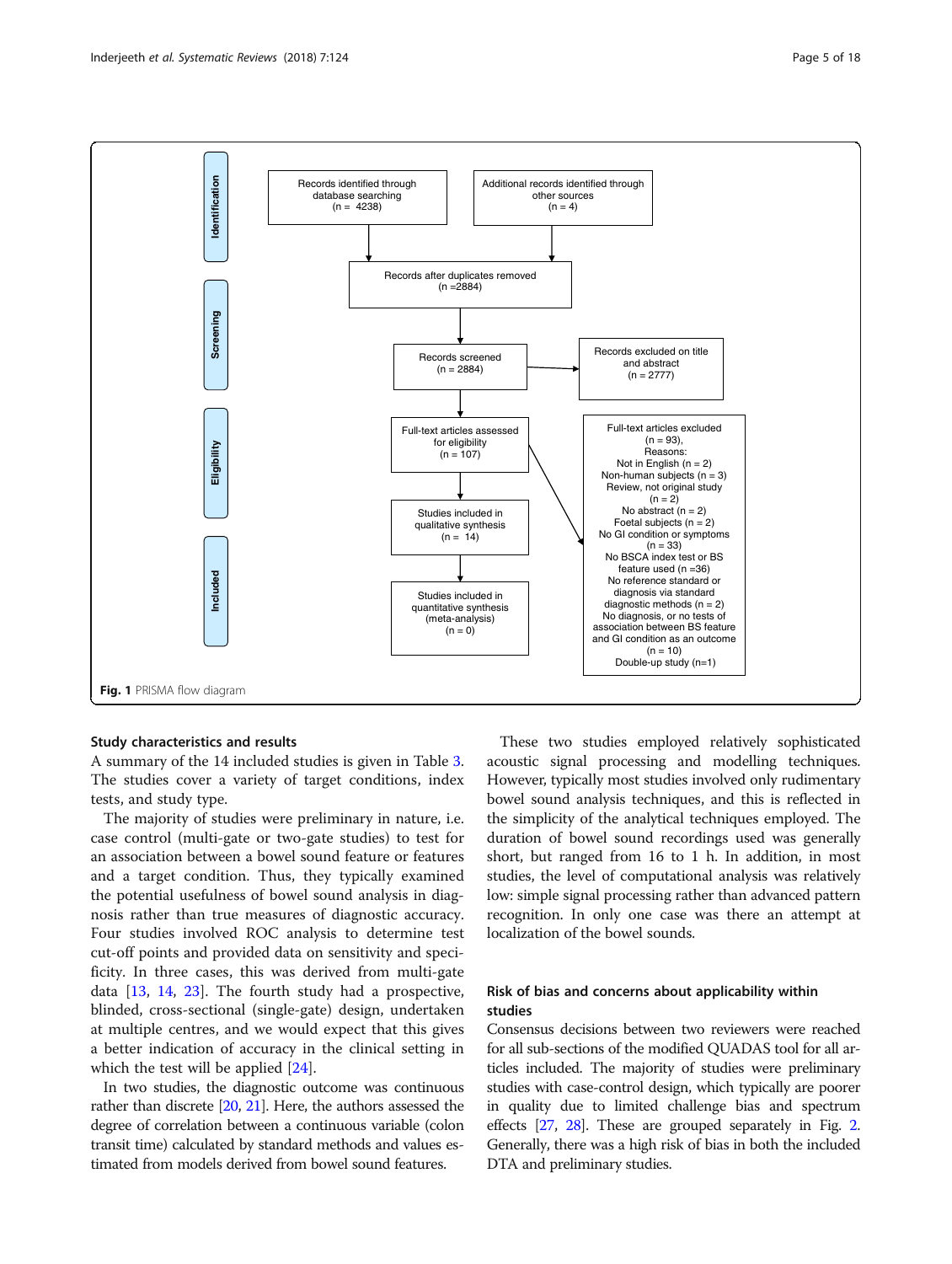**Identification**

Records identified through database searching (n = 4238)

Additional records identified through other sources (n = 4)

Records after duplicates removed (n =2884)

**Screening**

Records screened (n = 2884)

Records excluded on title and abstract (n = 2777)

**Eligibility**

Full-text articles assessed for eligibility (n = 107)

Full-text articles excluded (n = 93),
Reasons:
Not in English (n = 2)
Non-human subjects (n = 3)
Review, not original study (n = 2)
No abstract (n = 2)
Foetal subjects (n = 2)
No GI condition or symptoms (n = 33)
No BSCA index test or BS feature used (n =36)
No reference standard or diagnosis via standard diagnostic methods (n = 2)
No diagnosis, or no tests of association between BS feature and GI condition as an outcome (n = 10)
Double-up study (n=1)

**Included**

Studies included in qualitative synthesis (n = 14)

Studies included in quantitative synthesis (meta-analysis) (n = 0)

**Fig. 1** PRISMA flow diagram

### Study characteristics and results

A summary of the 14 included studies is given in Table 3. The studies cover a variety of target conditions, index tests, and study type.

The majority of studies were preliminary in nature, i.e. case control (multi-gate or two-gate studies) to test for an association between a bowel sound feature or features and a target condition. Thus, they typically examined the potential usefulness of bowel sound analysis in diagnosis rather than true measures of diagnostic accuracy. Four studies involved ROC analysis to determine test cut-off points and provided data on sensitivity and specificity. In three cases, this was derived from multi-gate data [13, 14, 23]. The fourth study had a prospective, blinded, cross-sectional (single-gate) design, undertaken at multiple centres, and we would expect that this gives a better indication of accuracy in the clinical setting in which the test will be applied [24].

In two studies, the diagnostic outcome was continuous rather than discrete [20, 21]. Here, the authors assessed the degree of correlation between a continuous variable (colon transit time) calculated by standard methods and values estimated from models derived from bowel sound features.

These two studies employed relatively sophisticated acoustic signal processing and modelling techniques. However, typically most studies involved only rudimentary bowel sound analysis techniques, and this is reflected in the simplicity of the analytical techniques employed. The duration of bowel sound recordings used was generally short, but ranged from 16 to 1 h. In addition, in most studies, the level of computational analysis was relatively low: simple signal processing rather than advanced pattern recognition. In only one case was there an attempt at localization of the bowel sounds.

### Risk of bias and concerns about applicability within studies

Consensus decisions between two reviewers were reached for all sub-sections of the modified QUADAS tool for all articles included. The majority of studies were preliminary studies with case-control design, which typically are poorer in quality due to limited challenge bias and spectrum effects [27, 28]. These are grouped separately in Fig. 2. Generally, there was a high risk of bias in both the included DTA and preliminary studies.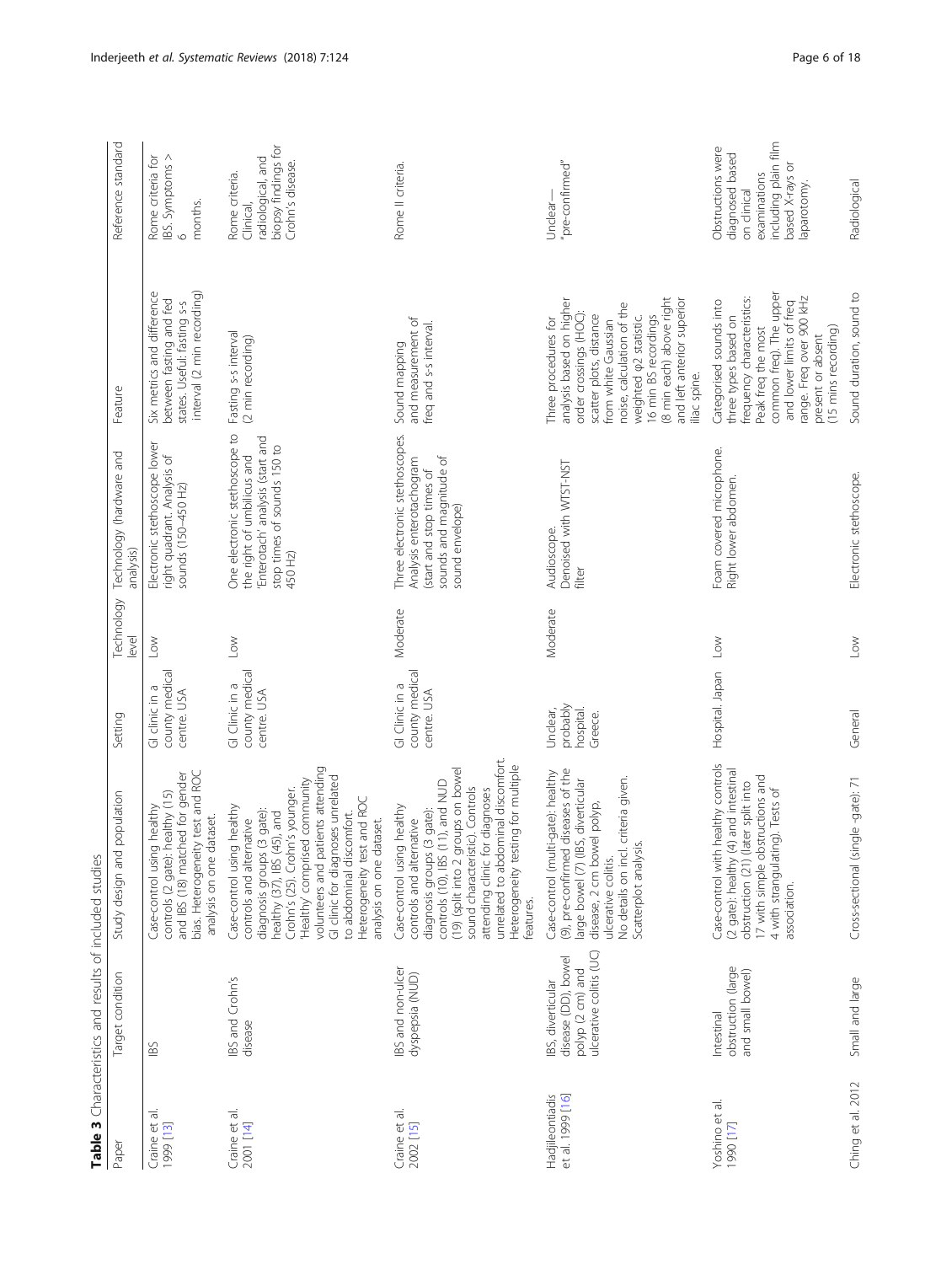**Table 3** Characteristics and results of included studies

| Paper | Target condition | Study design and population | Setting | Technology level | Technology (hardware and analysis) | Feature | Reference standard |
|---|---|---|---|---|---|---|---|
| Craine et al. 1999 [13] | IBS | Case-control using healthy controls (2 gate): healthy (15) and IBS (18) matched for gender bias. Heterogeneity test and ROC analysis on one dataset. | GI clinic in a county medical centre. USA | Low | Electronic stethoscope lower right quadrant. Analysis of sounds (150–450 Hz) | Six metrics and difference between fasting and fed states. Useful: fasting s-s interval (2 min recording) | Rome criteria for IBS. Symptoms > 6 months. |
| Craine et al. 2001 [14] | IBS and Crohn's disease | Case-control using healthy controls and alternative diagnosis groups (3 gate): healthy (37), IBS (45), and Crohn's (25). Crohn's younger. 'Healthy' comprised community volunteers and patients attending GI clinic for diagnoses unrelated to abdominal discomfort. Heterogeneity test and ROC analysis on one dataset. | GI Clinic in a county medical centre. USA | Low | One electronic stethoscope to the right of umbilicus and 'Enterotach' analysis (start and stop times of sounds 150 to 450 Hz) | Fasting s-s interval (2 min recording) | Rome criteria. Clinical, radiological, and biopsy findings for Crohn's disease. |
| Craine et al. 2002 [15] | IBS and non-ulcer dyspepsia (NUD) | Case-control using healthy controls and alternative diagnosis groups (3 gate): controls (10), IBS (11), and NUD (19) (split into 2 groups on bowel sound characteristic). Controls attending clinic for diagnoses unrelated to abdominal discomfort. Heterogeneity testing for multiple features. | GI Clinic in a county medical centre. USA | Moderate | Three electronic stethoscopes. Analysis enterotachogram (start and stop times of sounds and magnitude of sound envelope) | Sound mapping and measurement of freq and s-s interval. | Rome II criteria. |
| Hadjileontiadis et al. 1999 [16] | IBS, diverticular disease (DD), bowel polyp (2 cm) and ulcerative colitis (UC) | Case-control (multi-gate): healthy (9), pre-confirmed diseases of the large bowel (7) (IBS, diverticular disease, 2 cm bowel polyp, ulcerative colitis. No details on incl. criteria given. Scatterplot analysis. | Unclear, probably hospital. Greece. | Moderate | Audioscope. Denoised with WTST-NST filter | Three procedures for analysis based on higher order crossings (HOC): scatter plots, distance from white Gaussian noise, calculation of the weighted φ2 statistic. 16 min BS recordings (8 min each) above right and left anterior superior iliac spine. | Unclear—"pre-confirmed" |
| Yoshino et al. 1990 [17] | Intestinal obstruction (large and small bowel) | Case-control with healthy controls (2 gate): healthy (4) and intestinal obstruction (21) (later split into 17 with simple obstructions and 4 with strangulating). Tests of association. | Hospital. Japan | Low | Foam covered microphone. Right lower abdomen. | Categorised sounds into three types based on frequency characteristics: Peak freq the most common freq). The upper and lower limits of freq range. Freq over 900 kHz present or absent (15 mins recording) | Obstructions were diagnosed based on clinical examinations including plain film based X-rays or laparotomy. |
| Ching et al. 2012 | Small and large | Cross-sectional (single -gate): 71 | General | Low | Electronic stethoscope. | Sound duration, sound to | Radiological |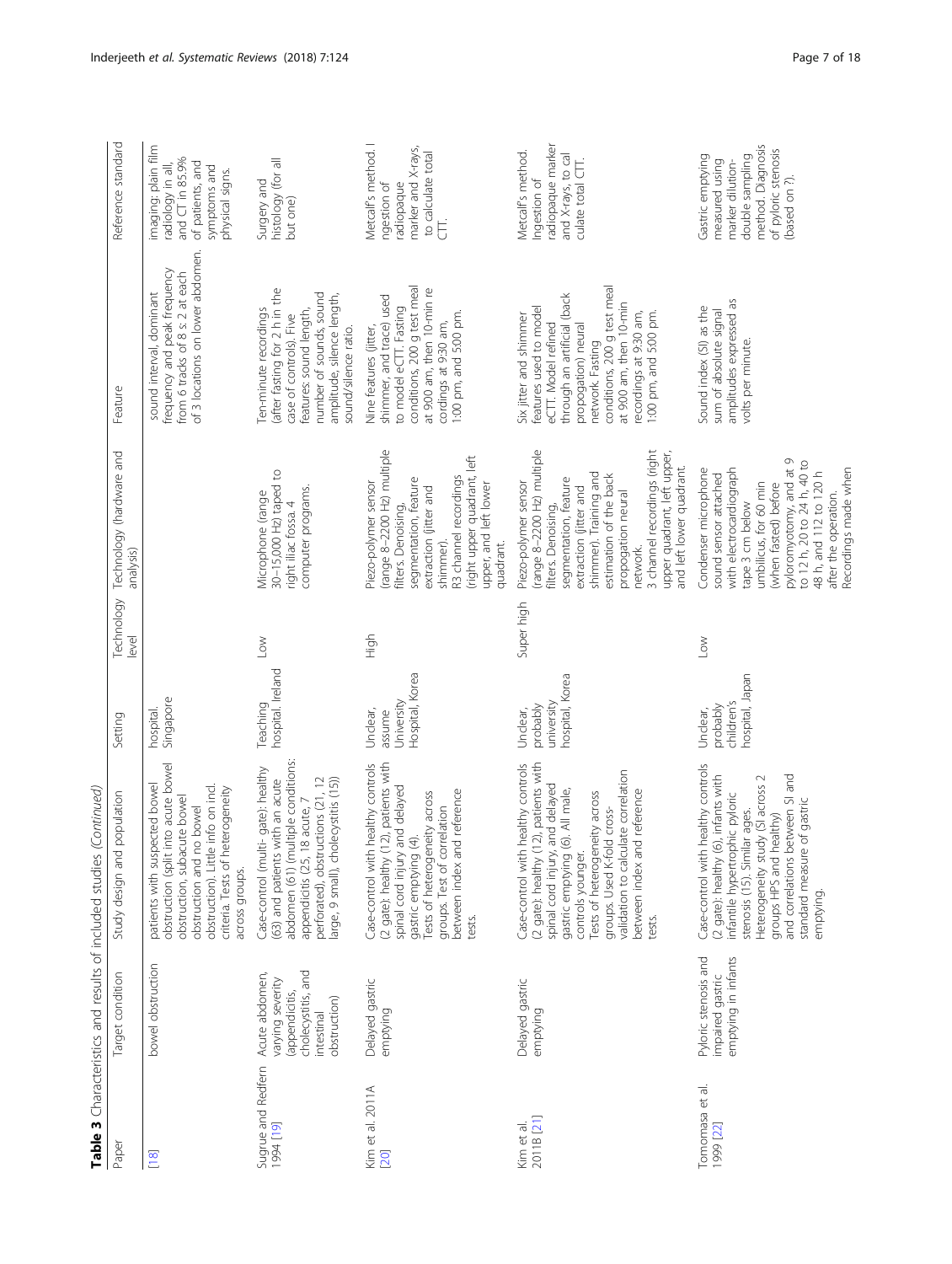**Table 3** Characteristics and results of included studies *(Continued)*

| Paper | Target condition | Study design and population | Setting | Technology level | Technology (hardware and analysis) | Feature | Reference standard |
|---|---|---|---|---|---|---|---|
| [18] | bowel obstruction | patients with suspected bowel obstruction (split into acute bowel obstruction, subacute bowel obstruction and no bowel obstruction). Little info on incl. criteria. Tests of heterogeneity across groups. | hospital. Singapore | | | sound interval, dominant frequency and peak frequency from 6 tracks of 8 s: 2 at each of 3 locations on lower abdomen. | imaging: plain film radiology in all, and CT in 85.9% of patients, and symptoms and physical signs. |
| Sugrue and Redfern 1994 [19] | Acute abdomen, varying severity (appendicitis, cholecystitis, and intestinal obstruction) | Case-control (multi- gate): healthy (63) and patients with an acute abdomen (61) (multiple conditions: appendicitis (25, 18 acute, 7 perforated), obstructions (21, 12 large, 9 small), cholecystitis (15)) | Teaching hospital. Ireland | Low | Microphone (range 30–15,000 Hz) taped to right iliac fossa. 4 computer programs. | Ten-minute recordings (after fasting for 2 h in the case of controls). Five features: sound length, number of sounds, sound amplitude, silence length, sound/silence ratio. | Surgery and histology (for all but one) |
| Kim et al. 2011A [20] | Delayed gastric emptying | Case-control with healthy controls (2 gate): healthy (12), patients with spinal cord injury and delayed gastric emptying (4). Tests of heterogeneity across groups. Test of correlation between index and reference tests. | Unclear, assume University Hospital, Korea | High | Piezo-polymer sensor (range 8–2200 Hz) multiple filters. Denoising, segmentation, feature extraction (jitter and shimmer). R3 channel recordings (right upper quadrant, left upper, and left lower quadrant. | Nine features (jitter, shimmer, and trace) used to model eCTT. Fasting conditions, 200 g test meal at 9:00 am, then 10-min re cordings at 9:30 am, 1:00 pm, and 5:00 pm. | Metcalf's method. I ngestion of radiopaque marker and X-rays, to calculate total CTT. |
| Kim et al. 2011B [21] | Delayed gastric emptying | Case-control with healthy controls (2 gate): healthy (12), patients with spinal cord injury, and delayed gastric emptying (6). All male, controls younger. Tests of heterogeneity across groups. Used K-fold cross-validation to calculate correlation between index and reference tests. | Unclear, probably university hospital, Korea | Super high | Piezo-polymer sensor (range 8–2200 Hz) multiple filters. Denoising, segmentation, feature extraction (jitter and shimmer). Training and estimation of the back propagation neural network. 3 channel recordings (right upper quadrant, left upper, and left lower quadrant. | Six jitter and shimmer features used to model eCTT. Model refined through an artificial (back propogation) neural network. Fasting conditions, 200 g test meal at 9:00 am, then 10-min recordings at 9:30 am, 1:00 pm, and 5:00 pm. | Metcalf's method. Ingestion of radiopaque marker and X-rays, to cal culate total CTT. |
| Tomomasa et al. 1999 [22] | Pyloric stenosis and impaired gastric emptying in infants | Case-control with healthy controls (2 gate): healthy (6), infants with infantile hypertrophic pyloric stenosis (15). Similar ages. Heterogeneity study (SI across 2 groups HPS and healthy) and correlations between SI and standard measure of gastric emptying. | Unclear, probably children's hospital, Japan | Low | Condenser microphone sound sensor attached with electrocardiograph tape 3 cm below umbilicus, for 60 min (when fasted) before pyloromyotomy, and at 9 to 12 h, 20 to 24 h, 40 to 48 h, and 112 to 120 h after the operation. Recordings made when | Sound index (SI) as the sum of absolute signal amplitudes expressed as volts per minute. | Gastric emptying measured using marker dilution-double sampling method. Diagnosis of pyloric stenosis (based on ?). |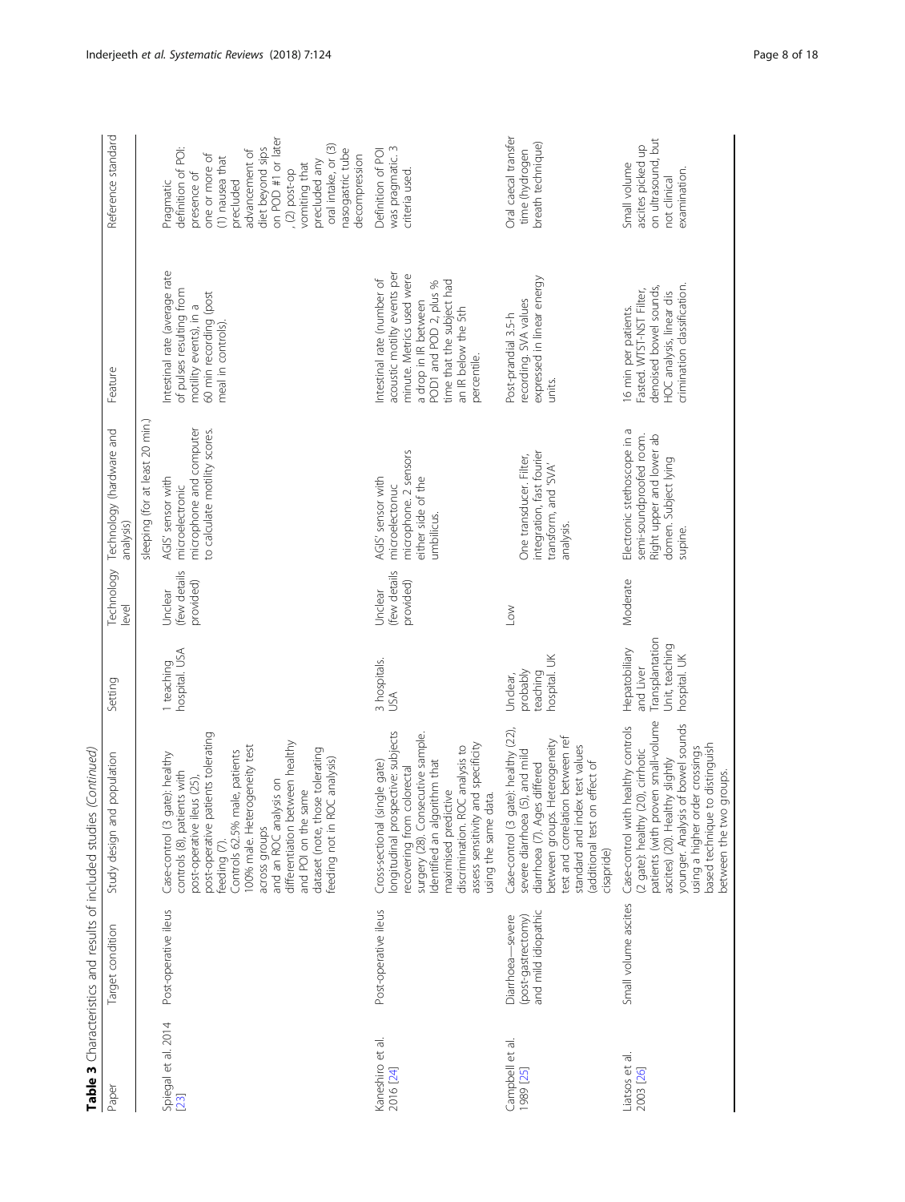**Table 3** Characteristics and results of included studies *(Continued)*

| Paper | Target condition | Study design and population | Setting | Technology level | Technology (hardware and analysis) | Feature | Reference standard |
|---|---|---|---|---|---|---|---|
| | | | | | sleeping (for at least 20 min.) | | |
| Spiegal et al. 2014 [23] | Post-operative ileus | Case-control (3 gate): healthy controls (8), patients with post-operative ileus (25), post-operative patients tolerating feeding (7). Controls 62.5% male, patients 100% male. Heterogeneity test across groups and an ROC analysis on differentiation between healthy and POI on the same dataset (note, those tolerating feeding not in ROC analysis) | 1 teaching hospital. USA | Unclear (few details provided) | AGIS' sensor with microelectronic microphone and computer to calculate motility scores. | Intestinal rate (average rate of pulses resulting from motility events), in a 60 min recording (post meal in controls). | Pragmatic definition of POI: presence of one or more of (1) nausea that precluded advancement of diet beyond sips on POD #1 or later, (2) post-op vomiting that precluded any oral intake, or (3) nasogastric tube decompression |
| Kaneshiro et al. 2016 [24] | Post-operative ileus | Cross-sectional (single gate) longitudinal prospective: subjects recovering from colorectal surgery (28). Consecutive sample. Identified an algorithm that maximised predictive discrimination. ROC analysis to assess sensitivity and specificity using the same data. | 3 hospitals. USA | Unclear (few details provided) | AGIS' sensor with microelectonuc microphone. 2 sensors either side of the umbilicus. | Intestinal rate (number of acoustic motility events per minute. Metrics used were a drop in IR between POD1 and POD 2, plus % time that the subject had an IR below the 5th percentile. | Definition of POI was pragmatic. 3 criteria used. |
| Campbell et al. 1989 [25] | Diarrhoea—severe (post-gastrectomy) and mild idiopathic | Case-control (3 gate): healthy (22), severe diarrhoea (5), and mild diarrhoea (7). Ages differed between groups. Heterogeneity test and correlation between ref standard and index test values (additional test on effect of cisapride) | Unclear, probably teaching hospital. UK | Low | One transducer. Filter, integration, fast fourier transform, and 'SVA' analysis. | Post-prandial 3.5-h recording. SVA values expressed in linear energy units. | Oral caecal transfer time (hydrogen breath technique) |
| Liatsos et al. 2003 [26] | Small volume ascites | Case-control with healthy controls (2 gate): healthy (20), cirrhotic patients (with proven small-volume ascites) (20). Healthy slightly younger. Analysis of bowel sounds using a higher order crossings based technique to distinguish between the two groups. | Hepatobiliary and Liver Transplantation Unit, teaching hospital. UK | Moderate | Electronic stethoscope in a semi-soundproofed room. Right upper and lower ab domen. Subject lying supine. | 16 min per patients. Fasted. WTST-NST Filter, denoised bowel sounds, HOC analysis, linear dis crimination classification. | Small volume ascites picked up on ultrasound, but not clinical examination. |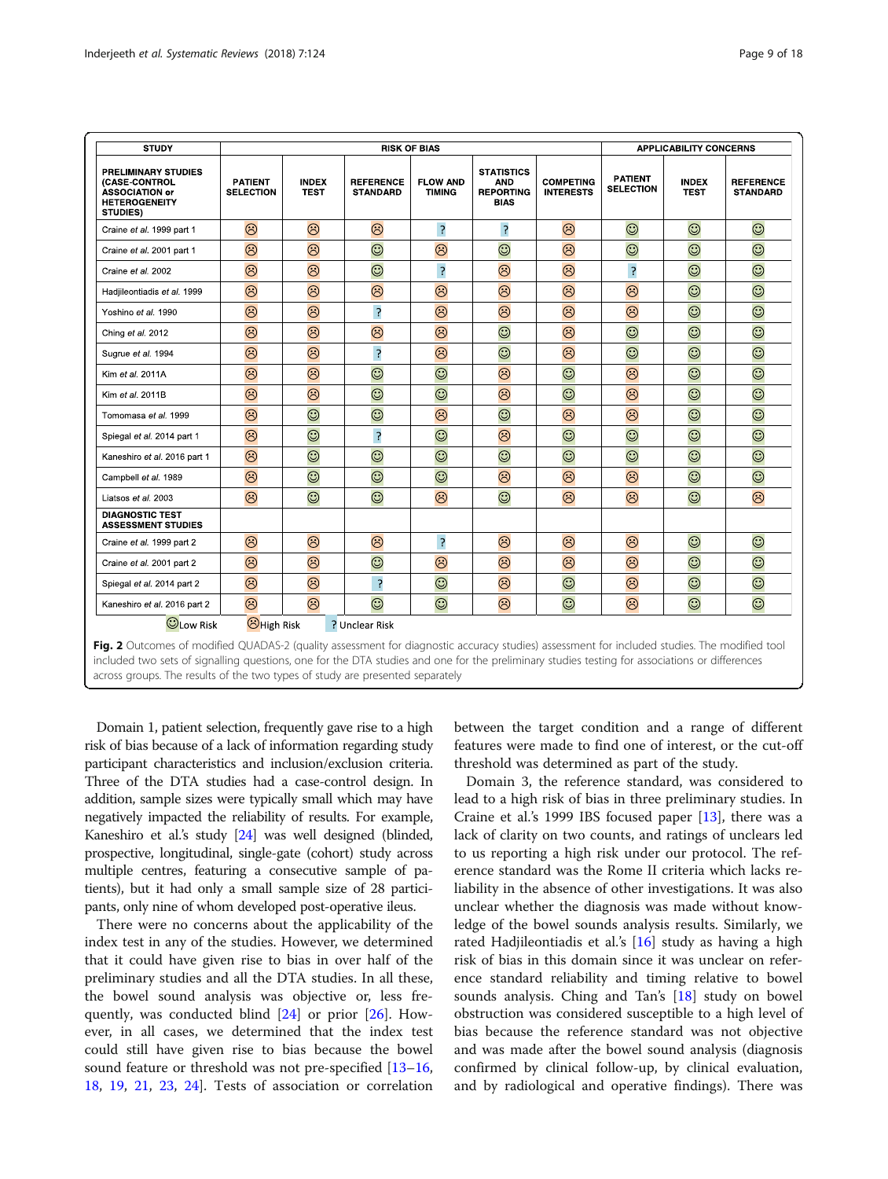| STUDY | RISK OF BIAS | | | | | | APPLICABILITY CONCERNS | | |
|---|---|---|---|---|---|---|---|---|---|
| PRELIMINARY STUDIES (CASE-CONTROL ASSOCIATION or HETEROGENEITY STUDIES) | PATIENT SELECTION | INDEX TEST | REFERENCE STANDARD | FLOW AND TIMING | STATISTICS AND REPORTING BIAS | COMPETING INTERESTS | PATIENT SELECTION | INDEX TEST | REFERENCE STANDARD |
| Craine et al. 1999 part 1 | High | High | High | ? | ? | High | Low | Low | Low |
| Craine et al. 2001 part 1 | High | High | Low | High | Low | High | Low | Low | Low |
| Craine et al. 2002 | High | High | Low | ? | High | High | ? | Low | Low |
| Hadjileontiadis et al. 1999 | High | High | High | High | High | High | High | Low | Low |
| Yoshino et al. 1990 | High | High | ? | High | High | High | High | Low | Low |
| Ching et al. 2012 | High | High | High | High | Low | High | Low | Low | Low |
| Sugrue et al. 1994 | High | High | ? | High | Low | High | Low | Low | Low |
| Kim et al. 2011A | High | High | Low | Low | High | Low | High | Low | Low |
| Kim et al. 2011B | High | High | Low | Low | High | Low | High | Low | Low |
| Tomomasa et al. 1999 | High | Low | Low | High | Low | High | High | Low | Low |
| Spiegal et al. 2014 part 1 | High | Low | ? | Low | High | Low | Low | Low | Low |
| Kaneshiro et al. 2016 part 1 | High | Low | Low | Low | Low | Low | Low | Low | Low |
| Campbell et al. 1989 | High | Low | Low | Low | High | High | High | Low | Low |
| Liatsos et al. 2003 | High | Low | Low | High | Low | High | High | Low | High |
| DIAGNOSTIC TEST ASSESSMENT STUDIES | | | | | | | | | |
| Craine et al. 1999 part 2 | High | High | High | ? | High | High | High | Low | Low |
| Craine et al. 2001 part 2 | High | High | Low | High | High | High | High | Low | Low |
| Spiegal et al. 2014 part 2 | High | High | ? | Low | High | Low | High | Low | Low |
| Kaneshiro et al. 2016 part 2 | High | High | Low | Low | High | Low | High | Low | Low |

Low Risk &nbsp; High Risk &nbsp; ? Unclear Risk

**Fig. 2** Outcomes of modified QUADAS-2 (quality assessment for diagnostic accuracy studies) assessment for included studies. The modified tool included two sets of signalling questions, one for the DTA studies and one for the preliminary studies testing for associations or differences across groups. The results of the two types of study are presented separately

Domain 1, patient selection, frequently gave rise to a high risk of bias because of a lack of information regarding study participant characteristics and inclusion/exclusion criteria. Three of the DTA studies had a case-control design. In addition, sample sizes were typically small which may have negatively impacted the reliability of results. For example, Kaneshiro et al.'s study [24] was well designed (blinded, prospective, longitudinal, single-gate (cohort) study across multiple centres, featuring a consecutive sample of patients), but it had only a small sample size of 28 participants, only nine of whom developed post-operative ileus.

There were no concerns about the applicability of the index test in any of the studies. However, we determined that it could have given rise to bias in over half of the preliminary studies and all the DTA studies. In all these, the bowel sound analysis was objective or, less frequently, was conducted blind [24] or prior [26]. However, in all cases, we determined that the index test could still have given rise to bias because the bowel sound feature or threshold was not pre-specified [13–16, 18, 19, 21, 23, 24]. Tests of association or correlation between the target condition and a range of different features were made to find one of interest, or the cut-off threshold was determined as part of the study.

Domain 3, the reference standard, was considered to lead to a high risk of bias in three preliminary studies. In Craine et al.'s 1999 IBS focused paper [13], there was a lack of clarity on two counts, and ratings of unclears led to us reporting a high risk under our protocol. The reference standard was the Rome II criteria which lacks reliability in the absence of other investigations. It was also unclear whether the diagnosis was made without knowledge of the bowel sounds analysis results. Similarly, we rated Hadjileontiadis et al.'s [16] study as having a high risk of bias in this domain since it was unclear on reference standard reliability and timing relative to bowel sounds analysis. Ching and Tan's [18] study on bowel obstruction was considered susceptible to a high level of bias because the reference standard was not objective and was made after the bowel sound analysis (diagnosis confirmed by clinical follow-up, by clinical evaluation, and by radiological and operative findings). There was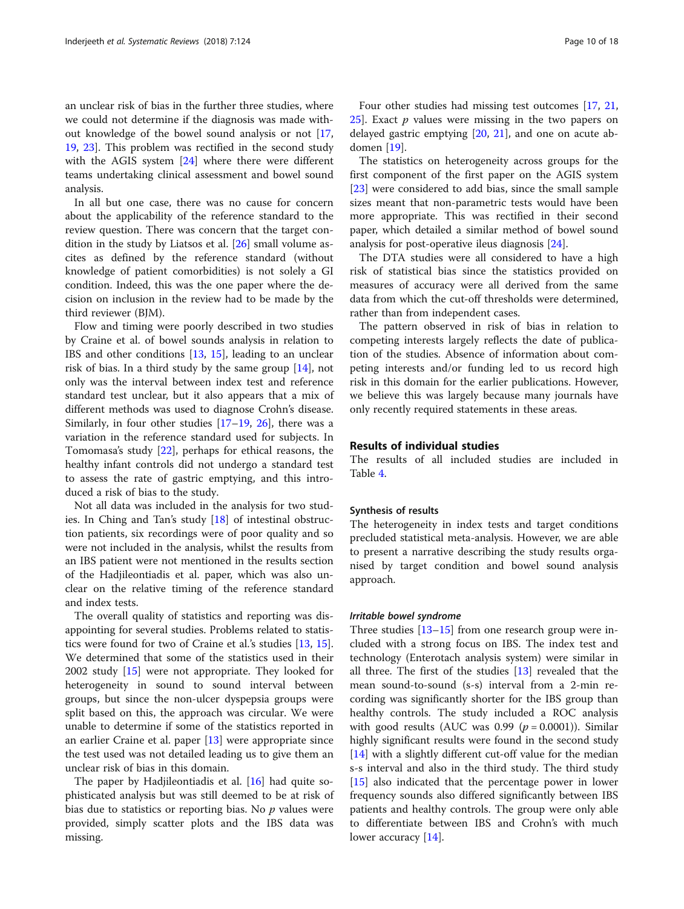an unclear risk of bias in the further three studies, where we could not determine if the diagnosis was made without knowledge of the bowel sound analysis or not [17, 19, 23]. This problem was rectified in the second study with the AGIS system [24] where there were different teams undertaking clinical assessment and bowel sound analysis.

In all but one case, there was no cause for concern about the applicability of the reference standard to the review question. There was concern that the target condition in the study by Liatsos et al. [26] small volume ascites as defined by the reference standard (without knowledge of patient comorbidities) is not solely a GI condition. Indeed, this was the one paper where the decision on inclusion in the review had to be made by the third reviewer (BJM).

Flow and timing were poorly described in two studies by Craine et al. of bowel sounds analysis in relation to IBS and other conditions [13, 15], leading to an unclear risk of bias. In a third study by the same group [14], not only was the interval between index test and reference standard unclear, but it also appears that a mix of different methods was used to diagnose Crohn's disease. Similarly, in four other studies [17–19, 26], there was a variation in the reference standard used for subjects. In Tomomasa's study [22], perhaps for ethical reasons, the healthy infant controls did not undergo a standard test to assess the rate of gastric emptying, and this introduced a risk of bias to the study.

Not all data was included in the analysis for two studies. In Ching and Tan's study [18] of intestinal obstruction patients, six recordings were of poor quality and so were not included in the analysis, whilst the results from an IBS patient were not mentioned in the results section of the Hadjileontiadis et al. paper, which was also unclear on the relative timing of the reference standard and index tests.

The overall quality of statistics and reporting was disappointing for several studies. Problems related to statistics were found for two of Craine et al.'s studies [13, 15]. We determined that some of the statistics used in their 2002 study [15] were not appropriate. They looked for heterogeneity in sound to sound interval between groups, but since the non-ulcer dyspepsia groups were split based on this, the approach was circular. We were unable to determine if some of the statistics reported in an earlier Craine et al. paper [13] were appropriate since the test used was not detailed leading us to give them an unclear risk of bias in this domain.

The paper by Hadjileontiadis et al. [16] had quite sophisticated analysis but was still deemed to be at risk of bias due to statistics or reporting bias. No $p$ values were provided, simply scatter plots and the IBS data was missing.

Four other studies had missing test outcomes [17, 21, 25]. Exact $p$ values were missing in the two papers on delayed gastric emptying [20, 21], and one on acute abdomen [19].

The statistics on heterogeneity across groups for the first component of the first paper on the AGIS system [23] were considered to add bias, since the small sample sizes meant that non-parametric tests would have been more appropriate. This was rectified in their second paper, which detailed a similar method of bowel sound analysis for post-operative ileus diagnosis [24].

The DTA studies were all considered to have a high risk of statistical bias since the statistics provided on measures of accuracy were all derived from the same data from which the cut-off thresholds were determined, rather than from independent cases.

The pattern observed in risk of bias in relation to competing interests largely reflects the date of publication of the studies. Absence of information about competing interests and/or funding led to us record high risk in this domain for the earlier publications. However, we believe this was largely because many journals have only recently required statements in these areas.

## Results of individual studies

The results of all included studies are included in Table 4.

### Synthesis of results

The heterogeneity in index tests and target conditions precluded statistical meta-analysis. However, we are able to present a narrative describing the study results organised by target condition and bowel sound analysis approach.

#### *Irritable bowel syndrome*

Three studies [13–15] from one research group were included with a strong focus on IBS. The index test and technology (Enterotach analysis system) were similar in all three. The first of the studies [13] revealed that the mean sound-to-sound (s-s) interval from a 2-min recording was significantly shorter for the IBS group than healthy controls. The study included a ROC analysis with good results (AUC was 0.99 ($p = 0.0001$)). Similar highly significant results were found in the second study [14] with a slightly different cut-off value for the median s-s interval and also in the third study. The third study [15] also indicated that the percentage power in lower frequency sounds also differed significantly between IBS patients and healthy controls. The group were only able to differentiate between IBS and Crohn's with much lower accuracy [14].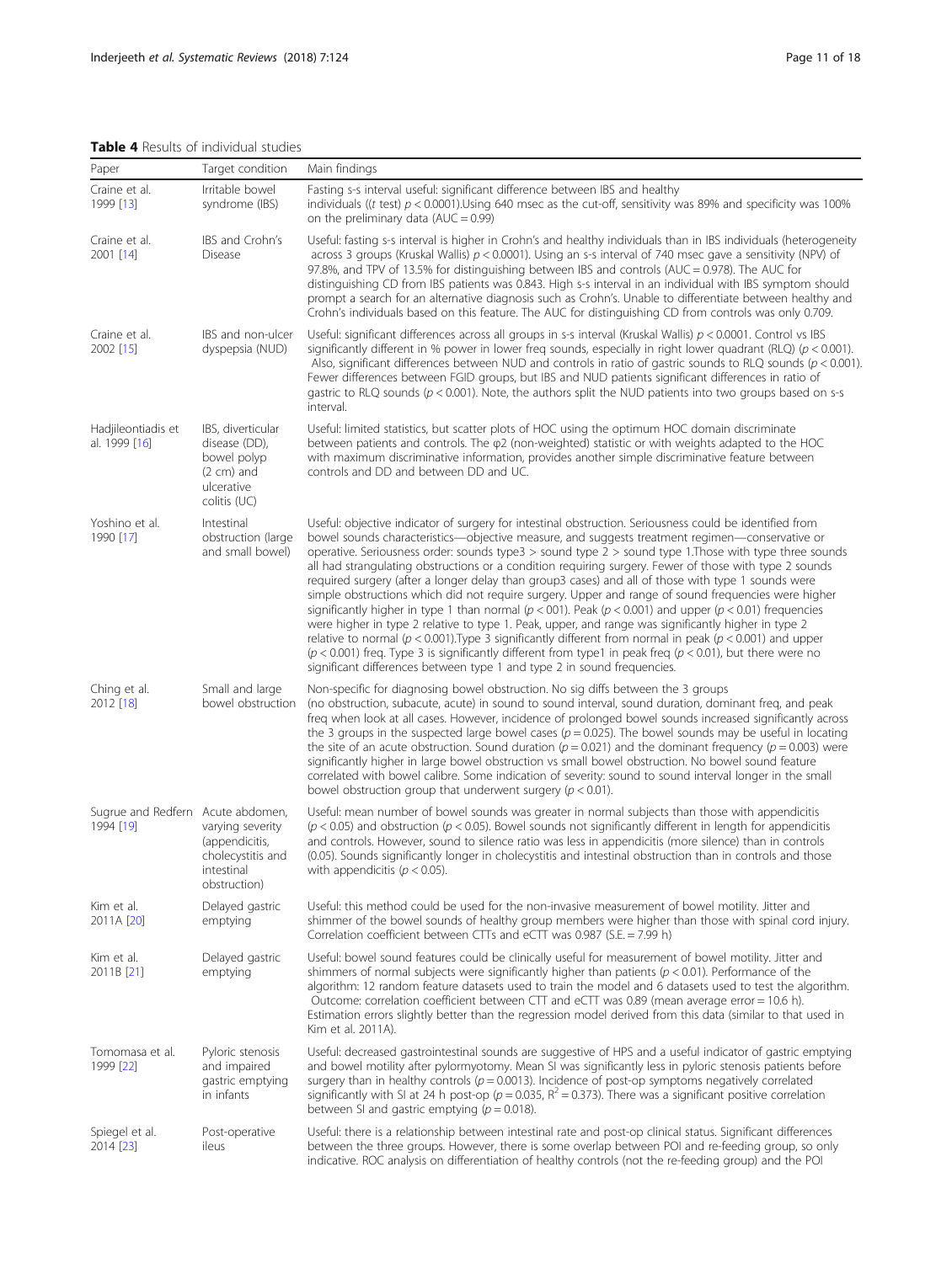**Table 4** Results of individual studies

| Paper | Target condition | Main findings |
| --- | --- | --- |
| Craine et al. 1999 [13] | Irritable bowel syndrome (IBS) | Fasting s-s interval useful: significant difference between IBS and healthy individuals ((*t* test) $p < 0.0001$).Using 640 msec as the cut-off, sensitivity was 89% and specificity was 100% on the preliminary data (AUC = 0.99) |
| Craine et al. 2001 [14] | IBS and Crohn's Disease | Useful: fasting s-s interval is higher in Crohn's and healthy individuals than in IBS individuals (heterogeneity across 3 groups (Kruskal Wallis) $p < 0.0001$). Using an s-s interval of 740 msec gave a sensitivity (NPV) of 97.8%, and TPV of 13.5% for distinguishing between IBS and controls (AUC = 0.978). The AUC for distinguishing CD from IBS patients was 0.843. High s-s interval in an individual with IBS symptom should prompt a search for an alternative diagnosis such as Crohn's. Unable to differentiate between healthy and Crohn's individuals based on this feature. The AUC for distinguishing CD from controls was only 0.709. |
| Craine et al. 2002 [15] | IBS and non-ulcer dyspepsia (NUD) | Useful: significant differences across all groups in s-s interval (Kruskal Wallis) $p < 0.0001$. Control vs IBS significantly different in % power in lower freq sounds, especially in right lower quadrant (RLQ) ($p < 0.001$). Also, significant differences between NUD and controls in ratio of gastric sounds to RLQ sounds ($p < 0.001$). Fewer differences between FGID groups, but IBS and NUD patients significant differences in ratio of gastric to RLQ sounds ($p < 0.001$). Note, the authors split the NUD patients into two groups based on s-s interval. |
| Hadjileontiadis et al. 1999 [16] | IBS, diverticular disease (DD), bowel polyp (2 cm) and ulcerative colitis (UC) | Useful: limited statistics, but scatter plots of HOC using the optimum HOC domain discriminate between patients and controls. The φ2 (non-weighted) statistic or with weights adapted to the HOC with maximum discriminative information, provides another simple discriminative feature between controls and DD and between DD and UC. |
| Yoshino et al. 1990 [17] | Intestinal obstruction (large and small bowel) | Useful: objective indicator of surgery for intestinal obstruction. Seriousness could be identified from bowel sounds characteristics—objective measure, and suggests treatment regimen—conservative or operative. Seriousness order: sounds type3 > sound type 2 > sound type 1.Those with type three sounds all had strangulating obstructions or a condition requiring surgery. Fewer of those with type 2 sounds required surgery (after a longer delay than group3 cases) and all of those with type 1 sounds were simple obstructions which did not require surgery. Upper and range of sound frequencies were higher significantly higher in type 1 than normal ($p < 001$). Peak ($p < 0.001$) and upper ($p < 0.01$) frequencies were higher in type 2 relative to type 1. Peak, upper, and range was significantly higher in type 2 relative to normal ($p < 0.001$).Type 3 significantly different from normal in peak ($p < 0.001$) and upper ($p < 0.001$) freq. Type 3 is significantly different from type1 in peak freq ($p < 0.01$), but there were no significant differences between type 1 and type 2 in sound frequencies. |
| Ching et al. 2012 [18] | Small and large bowel obstruction | Non-specific for diagnosing bowel obstruction. No sig diffs between the 3 groups (no obstruction, subacute, acute) in sound to sound interval, sound duration, dominant freq, and peak freq when look at all cases. However, incidence of prolonged bowel sounds increased significantly across the 3 groups in the suspected large bowel cases ($p = 0.025$). The bowel sounds may be useful in locating the site of an acute obstruction. Sound duration ($p = 0.021$) and the dominant frequency ($p = 0.003$) were significantly higher in large bowel obstruction vs small bowel obstruction. No bowel sound feature correlated with bowel calibre. Some indication of severity: sound to sound interval longer in the small bowel obstruction group that underwent surgery ($p < 0.01$). |
| Sugrue and Redfern 1994 [19] | Acute abdomen, varying severity (appendicitis, cholecystitis and intestinal obstruction) | Useful: mean number of bowel sounds was greater in normal subjects than those with appendicitis ($p < 0.05$) and obstruction ($p < 0.05$). Bowel sounds not significantly different in length for appendicitis and controls. However, sound to silence ratio was less in appendicitis (more silence) than in controls (0.05). Sounds significantly longer in cholecystitis and intestinal obstruction than in controls and those with appendicitis ($p < 0.05$). |
| Kim et al. 2011A [20] | Delayed gastric emptying | Useful: this method could be used for the non-invasive measurement of bowel motility. Jitter and shimmer of the bowel sounds of healthy group members were higher than those with spinal cord injury. Correlation coefficient between CTTs and eCTT was 0.987 (S.E. = 7.99 h) |
| Kim et al. 2011B [21] | Delayed gastric emptying | Useful: bowel sound features could be clinically useful for measurement of bowel motility. Jitter and shimmers of normal subjects were significantly higher than patients ($p < 0.01$). Performance of the algorithm: 12 random feature datasets used to train the model and 6 datasets used to test the algorithm. Outcome: correlation coefficient between CTT and eCTT was 0.89 (mean average error = 10.6 h). Estimation errors slightly better than the regression model derived from this data (similar to that used in Kim et al. 2011A). |
| Tomomasa et al. 1999 [22] | Pyloric stenosis and impaired gastric emptying in infants | Useful: decreased gastrointestinal sounds are suggestive of HPS and a useful indicator of gastric emptying and bowel motility after pylormyotomy. Mean SI was significantly less in pyloric stenosis patients before surgery than in healthy controls ($p = 0.0013$). Incidence of post-op symptoms negatively correlated significantly with SI at 24 h post-op ($p = 0.035$, $R^2 = 0.373$). There was a significant positive correlation between SI and gastric emptying ($p = 0.018$). |
| Spiegel et al. 2014 [23] | Post-operative ileus | Useful: there is a relationship between intestinal rate and post-op clinical status. Significant differences between the three groups. However, there is some overlap between POI and re-feeding group, so only indicative. ROC analysis on differentiation of healthy controls (not the re-feeding group) and the POI |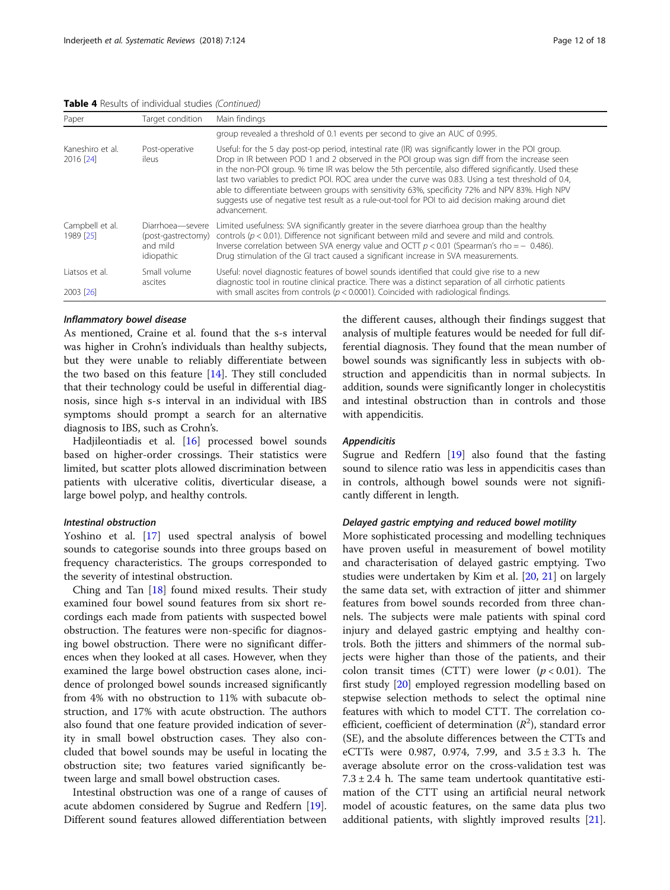**Table 4** Results of individual studies *(Continued)*

| Paper | Target condition | Main findings |
|---|---|---|
| | | group revealed a threshold of 0.1 events per second to give an AUC of 0.995. |
| Kaneshiro et al. 2016 [24] | Post-operative ileus | Useful: for the 5 day post-op period, intestinal rate (IR) was significantly lower in the POI group. Drop in IR between POD 1 and 2 observed in the POI group was sign diff from the increase seen in the non-POI group. % time IR was below the 5th percentile, also differed significantly. Used these last two variables to predict POI. ROC area under the curve was 0.83. Using a test threshold of 0.4, able to differentiate between groups with sensitivity 63%, specificity 72% and NPV 83%. High NPV suggests use of negative test result as a rule-out-tool for POI to aid decision making around diet advancement. |
| Campbell et al. 1989 [25] | Diarrhoea—severe (post-gastrectomy) and mild idiopathic | Limited usefulness: SVA significantly greater in the severe diarrhoea group than the healthy controls ($p < 0.01$). Difference not significant between mild and severe and mild and controls. Inverse correlation between SVA energy value and OCTT $p < 0.01$ (Spearman's rho = − 0.486). Drug stimulation of the GI tract caused a significant increase in SVA measurements. |
| Liatsos et al. 2003 [26] | Small volume ascites | Useful: novel diagnostic features of bowel sounds identified that could give rise to a new diagnostic tool in routine clinical practice. There was a distinct separation of all cirrhotic patients with small ascites from controls ($p < 0.0001$). Coincided with radiological findings. |

#### *Inflammatory bowel disease*

As mentioned, Craine et al. found that the s-s interval was higher in Crohn's individuals than healthy subjects, but they were unable to reliably differentiate between the two based on this feature [14]. They still concluded that their technology could be useful in differential diagnosis, since high s-s interval in an individual with IBS symptoms should prompt a search for an alternative diagnosis to IBS, such as Crohn's.

Hadjileontiadis et al. [16] processed bowel sounds based on higher-order crossings. Their statistics were limited, but scatter plots allowed discrimination between patients with ulcerative colitis, diverticular disease, a large bowel polyp, and healthy controls.

#### *Intestinal obstruction*

Yoshino et al. [17] used spectral analysis of bowel sounds to categorise sounds into three groups based on frequency characteristics. The groups corresponded to the severity of intestinal obstruction.

Ching and Tan [18] found mixed results. Their study examined four bowel sound features from six short recordings each made from patients with suspected bowel obstruction. The features were non-specific for diagnosing bowel obstruction. There were no significant differences when they looked at all cases. However, when they examined the large bowel obstruction cases alone, incidence of prolonged bowel sounds increased significantly from 4% with no obstruction to 11% with subacute obstruction, and 17% with acute obstruction. The authors also found that one feature provided indication of severity in small bowel obstruction cases. They also concluded that bowel sounds may be useful in locating the obstruction site; two features varied significantly between large and small bowel obstruction cases.

Intestinal obstruction was one of a range of causes of acute abdomen considered by Sugrue and Redfern [19]. Different sound features allowed differentiation between the different causes, although their findings suggest that analysis of multiple features would be needed for full differential diagnosis. They found that the mean number of bowel sounds was significantly less in subjects with obstruction and appendicitis than in normal subjects. In addition, sounds were significantly longer in cholecystitis and intestinal obstruction than in controls and those with appendicitis.

#### *Appendicitis*

Sugrue and Redfern [19] also found that the fasting sound to silence ratio was less in appendicitis cases than in controls, although bowel sounds were not significantly different in length.

#### *Delayed gastric emptying and reduced bowel motility*

More sophisticated processing and modelling techniques have proven useful in measurement of bowel motility and characterisation of delayed gastric emptying. Two studies were undertaken by Kim et al. [20, 21] on largely the same data set, with extraction of jitter and shimmer features from bowel sounds recorded from three channels. The subjects were male patients with spinal cord injury and delayed gastric emptying and healthy controls. Both the jitters and shimmers of the normal subjects were higher than those of the patients, and their colon transit times (CTT) were lower ($p < 0.01$). The first study [20] employed regression modelling based on stepwise selection methods to select the optimal nine features with which to model CTT. The correlation coefficient, coefficient of determination ($R^2$), standard error (SE), and the absolute differences between the CTTs and eCTTs were 0.987, 0.974, 7.99, and 3.5 ± 3.3 h. The average absolute error on the cross-validation test was 7.3 ± 2.4 h. The same team undertook quantitative estimation of the CTT using an artificial neural network model of acoustic features, on the same data plus two additional patients, with slightly improved results [21].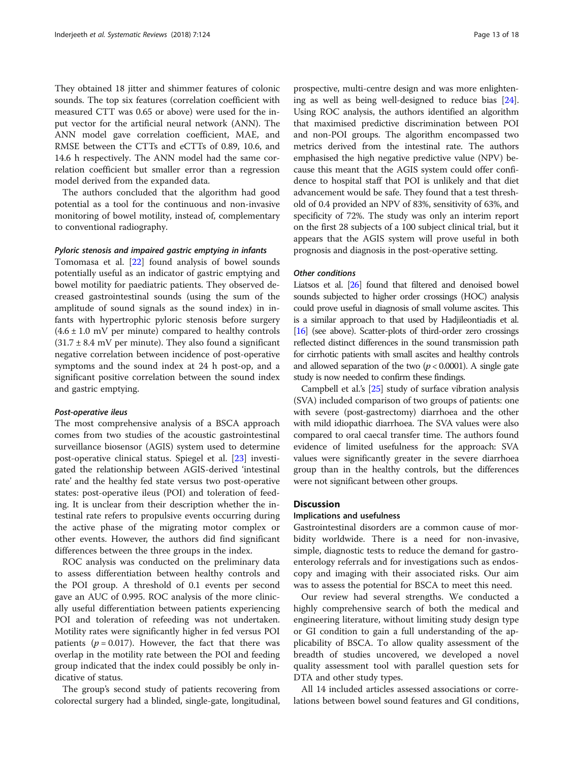They obtained 18 jitter and shimmer features of colonic sounds. The top six features (correlation coefficient with measured CTT was 0.65 or above) were used for the input vector for the artificial neural network (ANN). The ANN model gave correlation coefficient, MAE, and RMSE between the CTTs and eCTTs of 0.89, 10.6, and 14.6 h respectively. The ANN model had the same correlation coefficient but smaller error than a regression model derived from the expanded data.

The authors concluded that the algorithm had good potential as a tool for the continuous and non-invasive monitoring of bowel motility, instead of, complementary to conventional radiography.

#### *Pyloric stenosis and impaired gastric emptying in infants*

Tomomasa et al. [22] found analysis of bowel sounds potentially useful as an indicator of gastric emptying and bowel motility for paediatric patients. They observed decreased gastrointestinal sounds (using the sum of the amplitude of sound signals as the sound index) in infants with hypertrophic pyloric stenosis before surgery ($4.6 \pm 1.0$ mV per minute) compared to healthy controls ($31.7 \pm 8.4$ mV per minute). They also found a significant negative correlation between incidence of post-operative symptoms and the sound index at 24 h post-op, and a significant positive correlation between the sound index and gastric emptying.

#### *Post-operative ileus*

The most comprehensive analysis of a BSCA approach comes from two studies of the acoustic gastrointestinal surveillance biosensor (AGIS) system used to determine post-operative clinical status. Spiegel et al. [23] investigated the relationship between AGIS-derived 'intestinal rate' and the healthy fed state versus two post-operative states: post-operative ileus (POI) and toleration of feeding. It is unclear from their description whether the intestinal rate refers to propulsive events occurring during the active phase of the migrating motor complex or other events. However, the authors did find significant differences between the three groups in the index.

ROC analysis was conducted on the preliminary data to assess differentiation between healthy controls and the POI group. A threshold of 0.1 events per second gave an AUC of 0.995. ROC analysis of the more clinically useful differentiation between patients experiencing POI and toleration of refeeding was not undertaken. Motility rates were significantly higher in fed versus POI patients ($p = 0.017$). However, the fact that there was overlap in the motility rate between the POI and feeding group indicated that the index could possibly be only indicative of status.

The group's second study of patients recovering from colorectal surgery had a blinded, single-gate, longitudinal, prospective, multi-centre design and was more enlightening as well as being well-designed to reduce bias [24]. Using ROC analysis, the authors identified an algorithm that maximised predictive discrimination between POI and non-POI groups. The algorithm encompassed two metrics derived from the intestinal rate. The authors emphasised the high negative predictive value (NPV) because this meant that the AGIS system could offer confidence to hospital staff that POI is unlikely and that diet advancement would be safe. They found that a test threshold of 0.4 provided an NPV of 83%, sensitivity of 63%, and specificity of 72%. The study was only an interim report on the first 28 subjects of a 100 subject clinical trial, but it appears that the AGIS system will prove useful in both prognosis and diagnosis in the post-operative setting.

#### *Other conditions*

Liatsos et al. [26] found that filtered and denoised bowel sounds subjected to higher order crossings (HOC) analysis could prove useful in diagnosis of small volume ascites. This is a similar approach to that used by Hadjileontiadis et al. [16] (see above). Scatter-plots of third-order zero crossings reflected distinct differences in the sound transmission path for cirrhotic patients with small ascites and healthy controls and allowed separation of the two ($p < 0.0001$). A single gate study is now needed to confirm these findings.

Campbell et al.'s [25] study of surface vibration analysis (SVA) included comparison of two groups of patients: one with severe (post-gastrectomy) diarrhoea and the other with mild idiopathic diarrhoea. The SVA values were also compared to oral caecal transfer time. The authors found evidence of limited usefulness for the approach: SVA values were significantly greater in the severe diarrhoea group than in the healthy controls, but the differences were not significant between other groups.

## Discussion

### Implications and usefulness

Gastrointestinal disorders are a common cause of morbidity worldwide. There is a need for non-invasive, simple, diagnostic tests to reduce the demand for gastroenterology referrals and for investigations such as endoscopy and imaging with their associated risks. Our aim was to assess the potential for BSCA to meet this need.

Our review had several strengths. We conducted a highly comprehensive search of both the medical and engineering literature, without limiting study design type or GI condition to gain a full understanding of the applicability of BSCA. To allow quality assessment of the breadth of studies uncovered, we developed a novel quality assessment tool with parallel question sets for DTA and other study types.

All 14 included articles assessed associations or correlations between bowel sound features and GI conditions,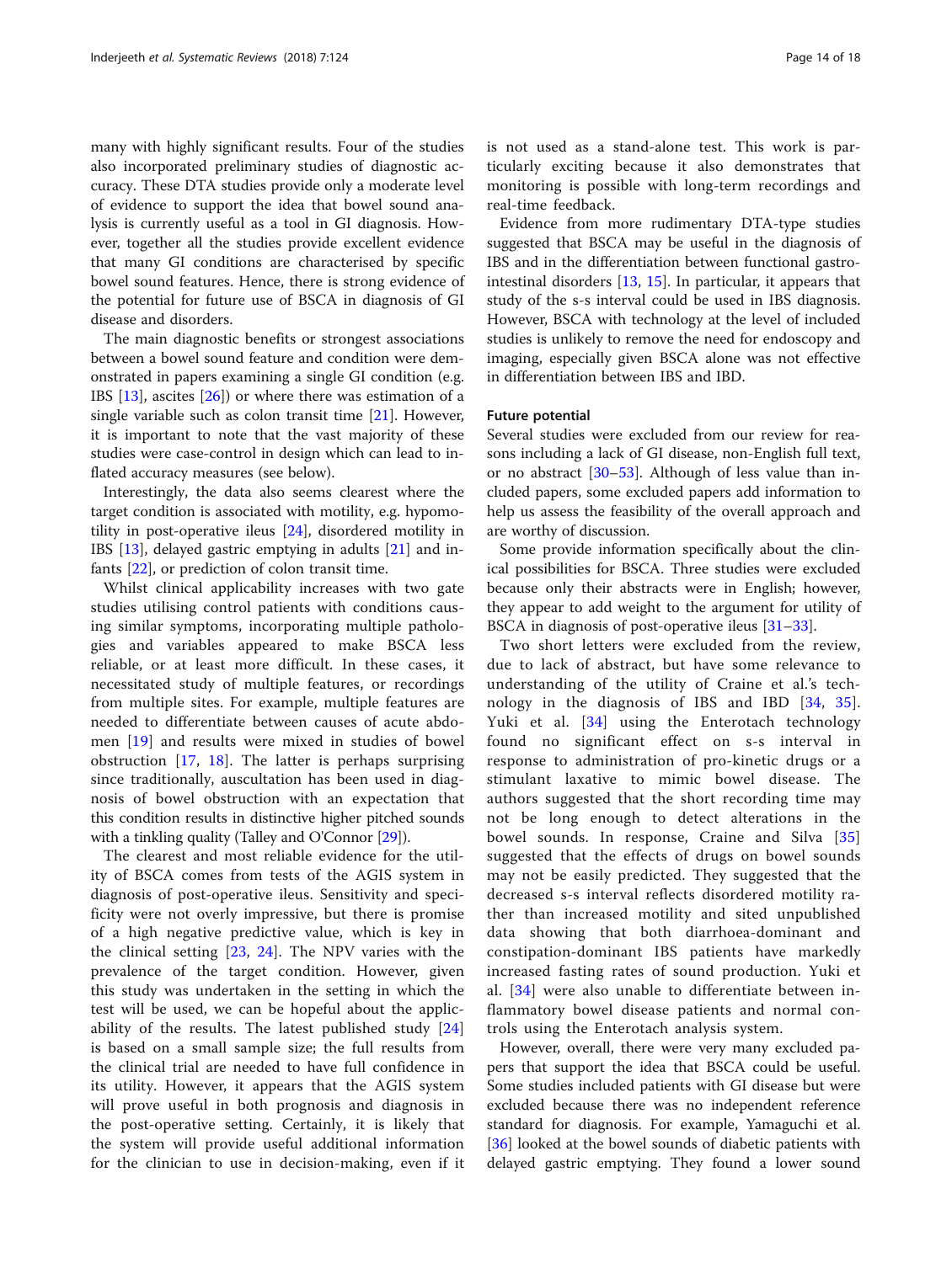many with highly significant results. Four of the studies also incorporated preliminary studies of diagnostic accuracy. These DTA studies provide only a moderate level of evidence to support the idea that bowel sound analysis is currently useful as a tool in GI diagnosis. However, together all the studies provide excellent evidence that many GI conditions are characterised by specific bowel sound features. Hence, there is strong evidence of the potential for future use of BSCA in diagnosis of GI disease and disorders.

The main diagnostic benefits or strongest associations between a bowel sound feature and condition were demonstrated in papers examining a single GI condition (e.g. IBS [13], ascites [26]) or where there was estimation of a single variable such as colon transit time [21]. However, it is important to note that the vast majority of these studies were case-control in design which can lead to inflated accuracy measures (see below).

Interestingly, the data also seems clearest where the target condition is associated with motility, e.g. hypomotility in post-operative ileus [24], disordered motility in IBS [13], delayed gastric emptying in adults [21] and infants [22], or prediction of colon transit time.

Whilst clinical applicability increases with two gate studies utilising control patients with conditions causing similar symptoms, incorporating multiple pathologies and variables appeared to make BSCA less reliable, or at least more difficult. In these cases, it necessitated study of multiple features, or recordings from multiple sites. For example, multiple features are needed to differentiate between causes of acute abdomen [19] and results were mixed in studies of bowel obstruction [17, 18]. The latter is perhaps surprising since traditionally, auscultation has been used in diagnosis of bowel obstruction with an expectation that this condition results in distinctive higher pitched sounds with a tinkling quality (Talley and O'Connor [29]).

The clearest and most reliable evidence for the utility of BSCA comes from tests of the AGIS system in diagnosis of post-operative ileus. Sensitivity and specificity were not overly impressive, but there is promise of a high negative predictive value, which is key in the clinical setting [23, 24]. The NPV varies with the prevalence of the target condition. However, given this study was undertaken in the setting in which the test will be used, we can be hopeful about the applicability of the results. The latest published study [24] is based on a small sample size; the full results from the clinical trial are needed to have full confidence in its utility. However, it appears that the AGIS system will prove useful in both prognosis and diagnosis in the post-operative setting. Certainly, it is likely that the system will provide useful additional information for the clinician to use in decision-making, even if it is not used as a stand-alone test. This work is particularly exciting because it also demonstrates that monitoring is possible with long-term recordings and real-time feedback.

Evidence from more rudimentary DTA-type studies suggested that BSCA may be useful in the diagnosis of IBS and in the differentiation between functional gastrointestinal disorders [13, 15]. In particular, it appears that study of the s-s interval could be used in IBS diagnosis. However, BSCA with technology at the level of included studies is unlikely to remove the need for endoscopy and imaging, especially given BSCA alone was not effective in differentiation between IBS and IBD.

### Future potential

Several studies were excluded from our review for reasons including a lack of GI disease, non-English full text, or no abstract [30–53]. Although of less value than included papers, some excluded papers add information to help us assess the feasibility of the overall approach and are worthy of discussion.

Some provide information specifically about the clinical possibilities for BSCA. Three studies were excluded because only their abstracts were in English; however, they appear to add weight to the argument for utility of BSCA in diagnosis of post-operative ileus [31–33].

Two short letters were excluded from the review, due to lack of abstract, but have some relevance to understanding of the utility of Craine et al.'s technology in the diagnosis of IBS and IBD [34, 35]. Yuki et al. [34] using the Enterotach technology found no significant effect on s-s interval in response to administration of pro-kinetic drugs or a stimulant laxative to mimic bowel disease. The authors suggested that the short recording time may not be long enough to detect alterations in the bowel sounds. In response, Craine and Silva [35] suggested that the effects of drugs on bowel sounds may not be easily predicted. They suggested that the decreased s-s interval reflects disordered motility rather than increased motility and sited unpublished data showing that both diarrhoea-dominant and constipation-dominant IBS patients have markedly increased fasting rates of sound production. Yuki et al. [34] were also unable to differentiate between inflammatory bowel disease patients and normal controls using the Enterotach analysis system.

However, overall, there were very many excluded papers that support the idea that BSCA could be useful. Some studies included patients with GI disease but were excluded because there was no independent reference standard for diagnosis. For example, Yamaguchi et al. [36] looked at the bowel sounds of diabetic patients with delayed gastric emptying. They found a lower sound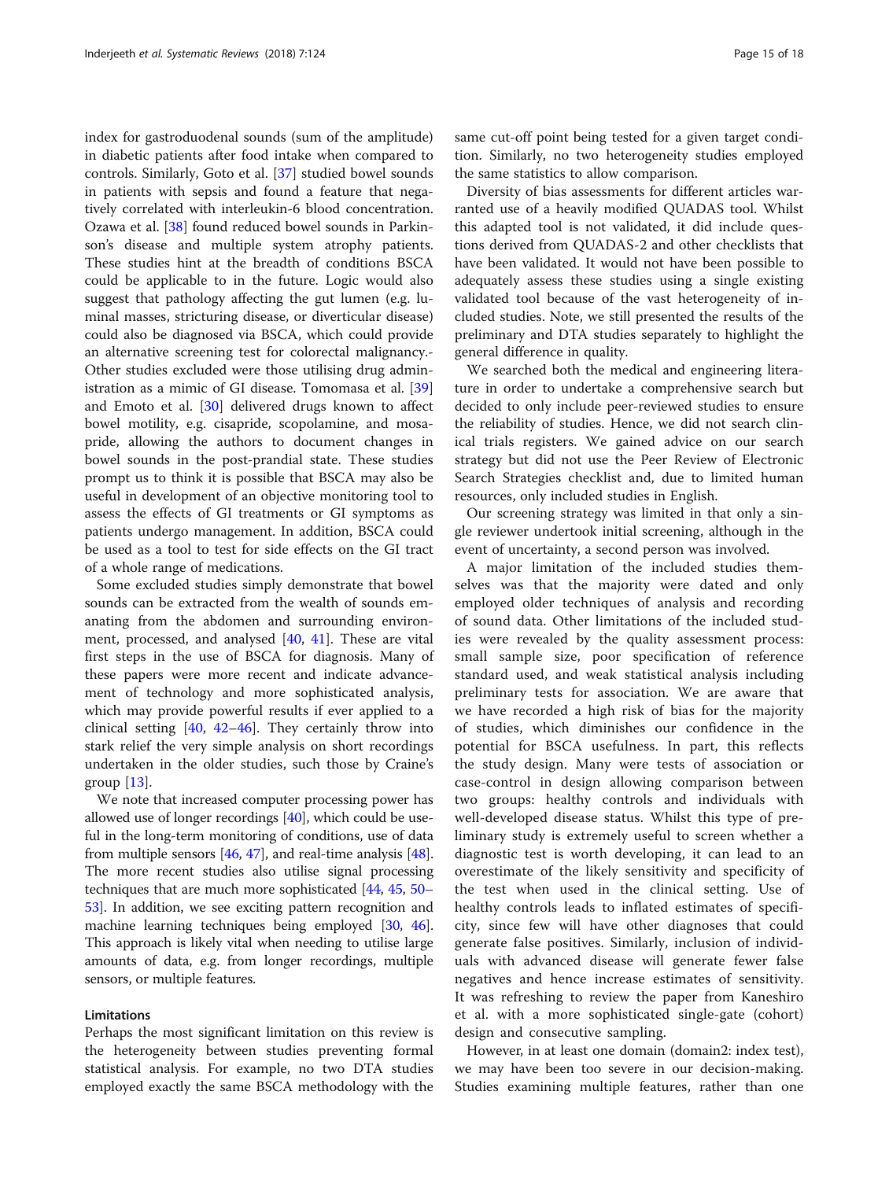index for gastroduodenal sounds (sum of the amplitude) in diabetic patients after food intake when compared to controls. Similarly, Goto et al. [37] studied bowel sounds in patients with sepsis and found a feature that negatively correlated with interleukin-6 blood concentration. Ozawa et al. [38] found reduced bowel sounds in Parkinson's disease and multiple system atrophy patients. These studies hint at the breadth of conditions BSCA could be applicable to in the future. Logic would also suggest that pathology affecting the gut lumen (e.g. luminal masses, stricturing disease, or diverticular disease) could also be diagnosed via BSCA, which could provide an alternative screening test for colorectal malignancy.-Other studies excluded were those utilising drug administration as a mimic of GI disease. Tomomasa et al. [39] and Emoto et al. [30] delivered drugs known to affect bowel motility, e.g. cisapride, scopolamine, and mosapride, allowing the authors to document changes in bowel sounds in the post-prandial state. These studies prompt us to think it is possible that BSCA may also be useful in development of an objective monitoring tool to assess the effects of GI treatments or GI symptoms as patients undergo management. In addition, BSCA could be used as a tool to test for side effects on the GI tract of a whole range of medications.

Some excluded studies simply demonstrate that bowel sounds can be extracted from the wealth of sounds emanating from the abdomen and surrounding environment, processed, and analysed [40, 41]. These are vital first steps in the use of BSCA for diagnosis. Many of these papers were more recent and indicate advancement of technology and more sophisticated analysis, which may provide powerful results if ever applied to a clinical setting [40, 42–46]. They certainly throw into stark relief the very simple analysis on short recordings undertaken in the older studies, such those by Craine's group [13].

We note that increased computer processing power has allowed use of longer recordings [40], which could be useful in the long-term monitoring of conditions, use of data from multiple sensors [46, 47], and real-time analysis [48]. The more recent studies also utilise signal processing techniques that are much more sophisticated [44, 45, 50–53]. In addition, we see exciting pattern recognition and machine learning techniques being employed [30, 46]. This approach is likely vital when needing to utilise large amounts of data, e.g. from longer recordings, multiple sensors, or multiple features.

## Limitations

Perhaps the most significant limitation on this review is the heterogeneity between studies preventing formal statistical analysis. For example, no two DTA studies employed exactly the same BSCA methodology with the same cut-off point being tested for a given target condition. Similarly, no two heterogeneity studies employed the same statistics to allow comparison.

Diversity of bias assessments for different articles warranted use of a heavily modified QUADAS tool. Whilst this adapted tool is not validated, it did include questions derived from QUADAS-2 and other checklists that have been validated. It would not have been possible to adequately assess these studies using a single existing validated tool because of the vast heterogeneity of included studies. Note, we still presented the results of the preliminary and DTA studies separately to highlight the general difference in quality.

We searched both the medical and engineering literature in order to undertake a comprehensive search but decided to only include peer-reviewed studies to ensure the reliability of studies. Hence, we did not search clinical trials registers. We gained advice on our search strategy but did not use the Peer Review of Electronic Search Strategies checklist and, due to limited human resources, only included studies in English.

Our screening strategy was limited in that only a single reviewer undertook initial screening, although in the event of uncertainty, a second person was involved.

A major limitation of the included studies themselves was that the majority were dated and only employed older techniques of analysis and recording of sound data. Other limitations of the included studies were revealed by the quality assessment process: small sample size, poor specification of reference standard used, and weak statistical analysis including preliminary tests for association. We are aware that we have recorded a high risk of bias for the majority of studies, which diminishes our confidence in the potential for BSCA usefulness. In part, this reflects the study design. Many were tests of association or case-control in design allowing comparison between two groups: healthy controls and individuals with well-developed disease status. Whilst this type of preliminary study is extremely useful to screen whether a diagnostic test is worth developing, it can lead to an overestimate of the likely sensitivity and specificity of the test when used in the clinical setting. Use of healthy controls leads to inflated estimates of specificity, since few will have other diagnoses that could generate false positives. Similarly, inclusion of individuals with advanced disease will generate fewer false negatives and hence increase estimates of sensitivity. It was refreshing to review the paper from Kaneshiro et al. with a more sophisticated single-gate (cohort) design and consecutive sampling.

However, in at least one domain (domain2: index test), we may have been too severe in our decision-making. Studies examining multiple features, rather than one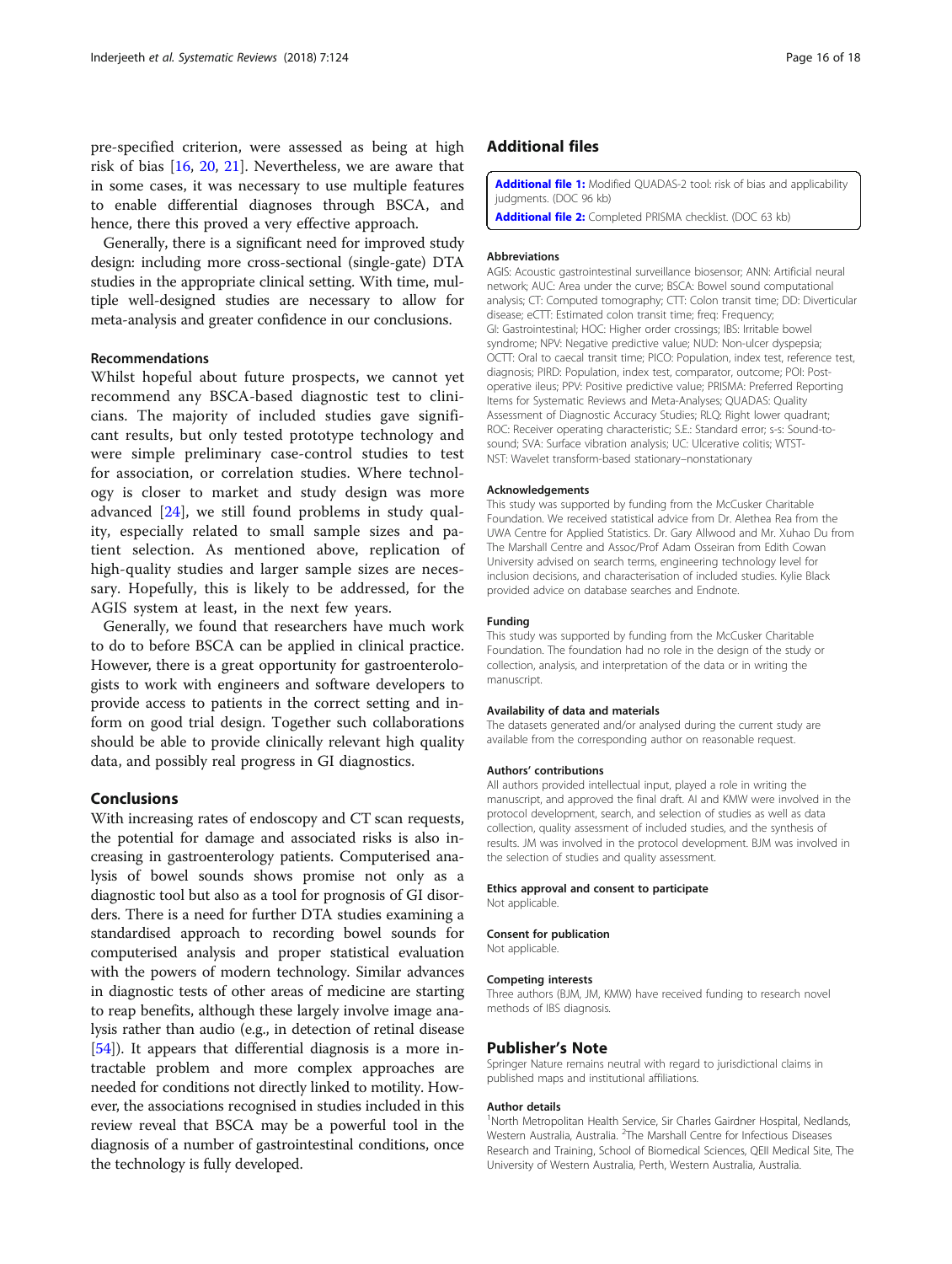pre-specified criterion, were assessed as being at high risk of bias [16, 20, 21]. Nevertheless, we are aware that in some cases, it was necessary to use multiple features to enable differential diagnoses through BSCA, and hence, there this proved a very effective approach.

Generally, there is a significant need for improved study design: including more cross-sectional (single-gate) DTA studies in the appropriate clinical setting. With time, multiple well-designed studies are necessary to allow for meta-analysis and greater confidence in our conclusions.

### Recommendations

Whilst hopeful about future prospects, we cannot yet recommend any BSCA-based diagnostic test to clinicians. The majority of included studies gave significant results, but only tested prototype technology and were simple preliminary case-control studies to test for association, or correlation studies. Where technology is closer to market and study design was more advanced [24], we still found problems in study quality, especially related to small sample sizes and patient selection. As mentioned above, replication of high-quality studies and larger sample sizes are necessary. Hopefully, this is likely to be addressed, for the AGIS system at least, in the next few years.

Generally, we found that researchers have much work to do to before BSCA can be applied in clinical practice. However, there is a great opportunity for gastroenterologists to work with engineers and software developers to provide access to patients in the correct setting and inform on good trial design. Together such collaborations should be able to provide clinically relevant high quality data, and possibly real progress in GI diagnostics.

## Conclusions

With increasing rates of endoscopy and CT scan requests, the potential for damage and associated risks is also increasing in gastroenterology patients. Computerised analysis of bowel sounds shows promise not only as a diagnostic tool but also as a tool for prognosis of GI disorders. There is a need for further DTA studies examining a standardised approach to recording bowel sounds for computerised analysis and proper statistical evaluation with the powers of modern technology. Similar advances in diagnostic tests of other areas of medicine are starting to reap benefits, although these largely involve image analysis rather than audio (e.g., in detection of retinal disease [54]). It appears that differential diagnosis is a more intractable problem and more complex approaches are needed for conditions not directly linked to motility. However, the associations recognised in studies included in this review reveal that BSCA may be a powerful tool in the diagnosis of a number of gastrointestinal conditions, once the technology is fully developed.

## Additional files

**Additional file 1:** Modified QUADAS-2 tool: risk of bias and applicability judgments. (DOC 96 kb)

**Additional file 2:** Completed PRISMA checklist. (DOC 63 kb)

#### Abbreviations

AGIS: Acoustic gastrointestinal surveillance biosensor; ANN: Artificial neural network; AUC: Area under the curve; BSCA: Bowel sound computational analysis; CT: Computed tomography; CTT: Colon transit time; DD: Diverticular disease; eCTT: Estimated colon transit time; freq: Frequency; GI: Gastrointestinal; HOC: Higher order crossings; IBS: Irritable bowel syndrome; NPV: Negative predictive value; NUD: Non-ulcer dyspepsia; OCTT: Oral to caecal transit time; PICO: Population, index test, reference test, diagnosis; PIRD: Population, index test, comparator, outcome; POI: Post-operative ileus; PPV: Positive predictive value; PRISMA: Preferred Reporting Items for Systematic Reviews and Meta-Analyses; QUADAS: Quality Assessment of Diagnostic Accuracy Studies; RLQ: Right lower quadrant; ROC: Receiver operating characteristic; S.E.: Standard error; s-s: Sound-to-sound; SVA: Surface vibration analysis; UC: Ulcerative colitis; WTST-NST: Wavelet transform-based stationary–nonstationary

#### Acknowledgements

This study was supported by funding from the McCusker Charitable Foundation. We received statistical advice from Dr. Alethea Rea from the UWA Centre for Applied Statistics. Dr. Gary Allwood and Mr. Xuhao Du from The Marshall Centre and Assoc/Prof Adam Osseiran from Edith Cowan University advised on search terms, engineering technology level for inclusion decisions, and characterisation of included studies. Kylie Black provided advice on database searches and Endnote.

#### Funding

This study was supported by funding from the McCusker Charitable Foundation. The foundation had no role in the design of the study or collection, analysis, and interpretation of the data or in writing the manuscript.

#### Availability of data and materials

The datasets generated and/or analysed during the current study are available from the corresponding author on reasonable request.

#### Authors' contributions

All authors provided intellectual input, played a role in writing the manuscript, and approved the final draft. AI and KMW were involved in the protocol development, search, and selection of studies as well as data collection, quality assessment of included studies, and the synthesis of results. JM was involved in the protocol development. BJM was involved in the selection of studies and quality assessment.

#### Ethics approval and consent to participate

Not applicable.

#### Consent for publication

Not applicable.

#### Competing interests

Three authors (BJM, JM, KMW) have received funding to research novel methods of IBS diagnosis.

## Publisher's Note

Springer Nature remains neutral with regard to jurisdictional claims in published maps and institutional affiliations.

#### Author details

[1]North Metropolitan Health Service, Sir Charles Gairdner Hospital, Nedlands, Western Australia, Australia. [2]The Marshall Centre for Infectious Diseases Research and Training, School of Biomedical Sciences, QEII Medical Site, The University of Western Australia, Perth, Western Australia, Australia.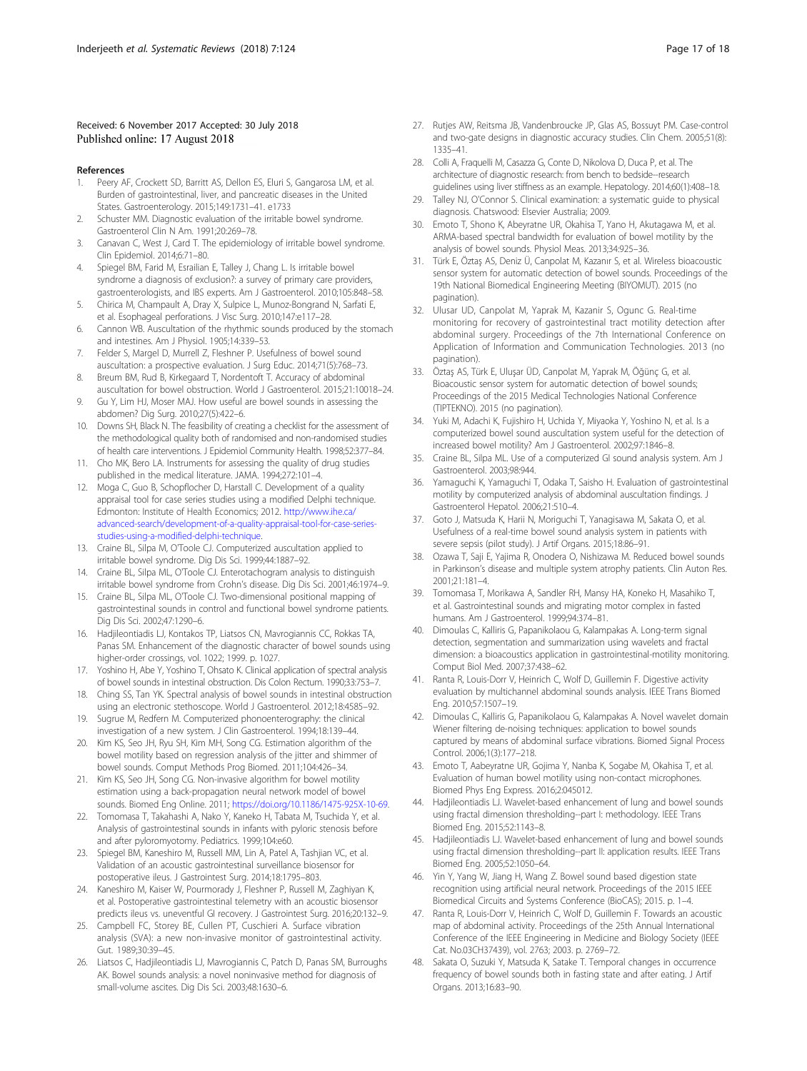Received: 6 November 2017 Accepted: 30 July 2018
Published online: 17 August 2018

## References

1. Peery AF, Crockett SD, Barritt AS, Dellon ES, Eluri S, Gangarosa LM, et al. Burden of gastrointestinal, liver, and pancreatic diseases in the United States. Gastroenterology. 2015;149:1731–41. e1733
2. Schuster MM. Diagnostic evaluation of the irritable bowel syndrome. Gastroenterol Clin N Am. 1991;20:269–78.
3. Canavan C, West J, Card T. The epidemiology of irritable bowel syndrome. Clin Epidemiol. 2014;6:71–80.
4. Spiegel BM, Farid M, Esrailian E, Talley J, Chang L. Is irritable bowel syndrome a diagnosis of exclusion?: a survey of primary care providers, gastroenterologists, and IBS experts. Am J Gastroenterol. 2010;105:848–58.
5. Chirica M, Champault A, Dray X, Sulpice L, Munoz-Bongrand N, Sarfati E, et al. Esophageal perforations. J Visc Surg. 2010;147:e117–28.
6. Cannon WB. Auscultation of the rhythmic sounds produced by the stomach and intestines. Am J Physiol. 1905;14:339–53.
7. Felder S, Margel D, Murrell Z, Fleshner P. Usefulness of bowel sound auscultation: a prospective evaluation. J Surg Educ. 2014;71(5):768–73.
8. Breum BM, Rud B, Kirkegaard T, Nordentoft T. Accuracy of abdominal auscultation for bowel obstruction. World J Gastroenterol. 2015;21:10018–24.
9. Gu Y, Lim HJ, Moser MAJ. How useful are bowel sounds in assessing the abdomen? Dig Surg. 2010;27(5):422–6.
10. Downs SH, Black N. The feasibility of creating a checklist for the assessment of the methodological quality both of randomised and non-randomised studies of health care interventions. J Epidemiol Community Health. 1998;52:377–84.
11. Cho MK, Bero LA. Instruments for assessing the quality of drug studies published in the medical literature. JAMA. 1994;272:101–4.
12. Moga C, Guo B, Schopflocher D, Harstall C. Development of a quality appraisal tool for case series studies using a modified Delphi technique. Edmonton: Institute of Health Economics; 2012. http://www.ihe.ca/advanced-search/development-of-a-quality-appraisal-tool-for-case-series-studies-using-a-modified-delphi-technique.
13. Craine BL, Silpa M, O'Toole CJ. Computerized auscultation applied to irritable bowel syndrome. Dig Dis Sci. 1999;44:1887–92.
14. Craine BL, Silpa ML, O'Toole CJ. Enterotachogram analysis to distinguish irritable bowel syndrome from Crohn's disease. Dig Dis Sci. 2001;46:1974–9.
15. Craine BL, Silpa ML, O'Toole CJ. Two-dimensional positional mapping of gastrointestinal sounds in control and functional bowel syndrome patients. Dig Dis Sci. 2002;47:1290–6.
16. Hadjileontiadis LJ, Kontakos TP, Liatsos CN, Mavrogiannis CC, Rokkas TA, Panas SM. Enhancement of the diagnostic character of bowel sounds using higher-order crossings, vol. 1022; 1999. p. 1027.
17. Yoshino H, Abe Y, Yoshino T, Ohsato K. Clinical application of spectral analysis of bowel sounds in intestinal obstruction. Dis Colon Rectum. 1990;33:753–7.
18. Ching SS, Tan YK. Spectral analysis of bowel sounds in intestinal obstruction using an electronic stethoscope. World J Gastroenterol. 2012;18:4585–92.
19. Sugrue M, Redfern M. Computerized phonoenterography: the clinical investigation of a new system. J Clin Gastroenterol. 1994;18:139–44.
20. Kim KS, Seo JH, Ryu SH, Kim MH, Song CG. Estimation algorithm of the bowel motility based on regression analysis of the jitter and shimmer of bowel sounds. Comput Methods Prog Biomed. 2011;104:426–34.
21. Kim KS, Seo JH, Song CG. Non-invasive algorithm for bowel motility estimation using a back-propagation neural network model of bowel sounds. Biomed Eng Online. 2011; https://doi.org/10.1186/1475-925X-10-69.
22. Tomomasa T, Takahashi A, Nako Y, Kaneko H, Tabata M, Tsuchida Y, et al. Analysis of gastrointestinal sounds in infants with pyloric stenosis before and after pyloromyotomy. Pediatrics. 1999;104:e60.
23. Spiegel BM, Kaneshiro M, Russell MM, Lin A, Patel A, Tashjian VC, et al. Validation of an acoustic gastrointestinal surveillance biosensor for postoperative ileus. J Gastrointest Surg. 2014;18:1795–803.
24. Kaneshiro M, Kaiser W, Pourmorady J, Fleshner P, Russell M, Zaghiyan K, et al. Postoperative gastrointestinal telemetry with an acoustic biosensor predicts ileus vs. uneventful GI recovery. J Gastrointest Surg. 2016;20:132–9.
25. Campbell FC, Storey BE, Cullen PT, Cuschieri A. Surface vibration analysis (SVA): a new non-invasive monitor of gastrointestinal activity. Gut. 1989;30:39–45.
26. Liatsos C, Hadjileontiadis LJ, Mavrogiannis C, Patch D, Panas SM, Burroughs AK. Bowel sounds analysis: a novel noninvasive method for diagnosis of small-volume ascites. Dig Dis Sci. 2003;48:1630–6.
27. Rutjes AW, Reitsma JB, Vandenbroucke JP, Glas AS, Bossuyt PM. Case-control and two-gate designs in diagnostic accuracy studies. Clin Chem. 2005;51(8):1335–41.
28. Colli A, Fraquelli M, Casazza G, Conte D, Nikolova D, Duca P, et al. The architecture of diagnostic research: from bench to bedside--research guidelines using liver stiffness as an example. Hepatology. 2014;60(1):408–18.
29. Talley NJ, O'Connor S. Clinical examination: a systematic guide to physical diagnosis. Chatswood: Elsevier Australia; 2009.
30. Emoto T, Shono K, Abeyratne UR, Okahisa T, Yano H, Akutagawa M, et al. ARMA-based spectral bandwidth for evaluation of bowel motility by the analysis of bowel sounds. Physiol Meas. 2013;34:925–36.
31. Türk E, Öztaş AS, Deniz Ü, Canpolat M, Kazanır S, et al. Wireless bioacoustic sensor system for automatic detection of bowel sounds. Proceedings of the 19th National Biomedical Engineering Meeting (BIYOMUT). 2015 (no pagination).
32. Ulusar UD, Canpolat M, Yaprak M, Kazanir S, Ogunc G. Real-time monitoring for recovery of gastrointestinal tract motility detection after abdominal surgery. Proceedings of the 7th International Conference on Application of Information and Communication Technologies. 2013 (no pagination).
33. Öztaş AS, Türk E, Uluşar ÜD, Canpolat M, Yaprak M, Öğünç G, et al. Bioacoustic sensor system for automatic detection of bowel sounds; Proceedings of the 2015 Medical Technologies National Conference (TIPTEKNO). 2015 (no pagination).
34. Yuki M, Adachi K, Fujishiro H, Uchida Y, Miyaoka Y, Yoshino N, et al. Is a computerized bowel sound auscultation system useful for the detection of increased bowel motility? Am J Gastroenterol. 2002;97:1846–8.
35. Craine BL, Silpa ML. Use of a computerized GI sound analysis system. Am J Gastroenterol. 2003;98:944.
36. Yamaguchi K, Yamaguchi T, Odaka T, Saisho H. Evaluation of gastrointestinal motility by computerized analysis of abdominal auscultation findings. J Gastroenterol Hepatol. 2006;21:510–4.
37. Goto J, Matsuda K, Harii N, Moriguchi T, Yanagisawa M, Sakata O, et al. Usefulness of a real-time bowel sound analysis system in patients with severe sepsis (pilot study). J Artif Organs. 2015;18:86–91.
38. Ozawa T, Saji E, Yajima R, Onodera O, Nishizawa M. Reduced bowel sounds in Parkinson's disease and multiple system atrophy patients. Clin Auton Res. 2001;21:181–4.
39. Tomomasa T, Morikawa A, Sandler RH, Mansy HA, Koneko H, Masahiko T, et al. Gastrointestinal sounds and migrating motor complex in fasted humans. Am J Gastroenterol. 1999;94:374–81.
40. Dimoulas C, Kalliris G, Papanikolaou G, Kalampakas A. Long-term signal detection, segmentation and summarization using wavelets and fractal dimension: a bioacoustics application in gastrointestinal-motility monitoring. Comput Biol Med. 2007;37:438–62.
41. Ranta R, Louis-Dorr V, Heinrich C, Wolf D, Guillemin F. Digestive activity evaluation by multichannel abdominal sounds analysis. IEEE Trans Biomed Eng. 2010;57:1507–19.
42. Dimoulas C, Kalliris G, Papanikolaou G, Kalampakas A. Novel wavelet domain Wiener filtering de-noising techniques: application to bowel sounds captured by means of abdominal surface vibrations. Biomed Signal Process Control. 2006;1(3):177–218.
43. Emoto T, Aabeyratne UR, Gojima Y, Nanba K, Sogabe M, Okahisa T, et al. Evaluation of human bowel motility using non-contact microphones. Biomed Phys Eng Express. 2016;2:045012.
44. Hadjileontiadis LJ. Wavelet-based enhancement of lung and bowel sounds using fractal dimension thresholding--part I: methodology. IEEE Trans Biomed Eng. 2015;52:1143–8.
45. Hadjileontiadis LJ. Wavelet-based enhancement of lung and bowel sounds using fractal dimension thresholding--part II: application results. IEEE Trans Biomed Eng. 2005;52:1050–64.
46. Yin Y, Yang W, Jiang H, Wang Z. Bowel sound based digestion state recognition using artificial neural network. Proceedings of the 2015 IEEE Biomedical Circuits and Systems Conference (BioCAS); 2015. p. 1–4.
47. Ranta R, Louis-Dorr V, Heinrich C, Wolf D, Guillemin F. Towards an acoustic map of abdominal activity. Proceedings of the 25th Annual International Conference of the IEEE Engineering in Medicine and Biology Society (IEEE Cat. No.03CH37439), vol. 2763; 2003. p. 2769–72.
48. Sakata O, Suzuki Y, Matsuda K, Satake T. Temporal changes in occurrence frequency of bowel sounds both in fasting state and after eating. J Artif Organs. 2013;16:83–90.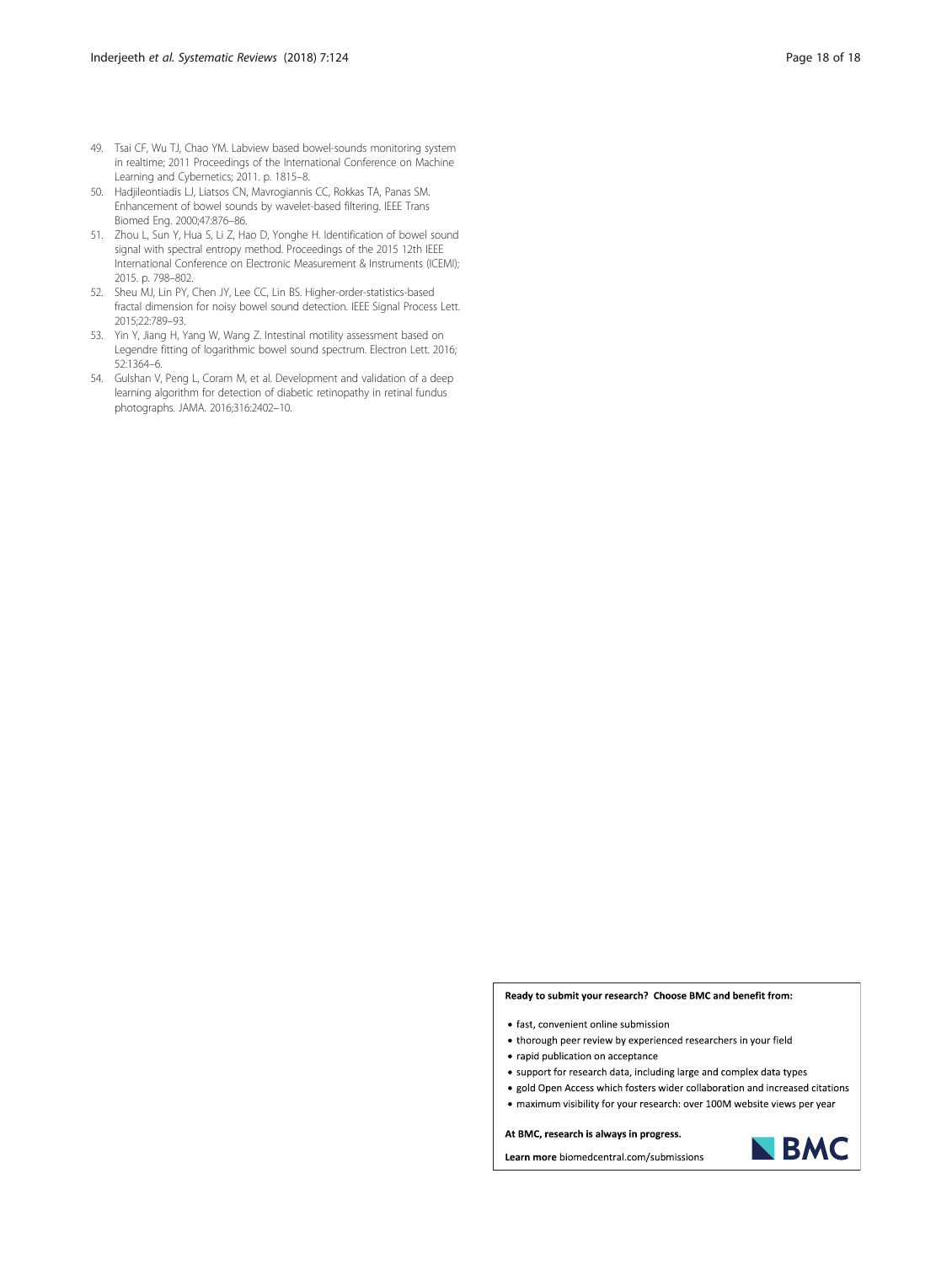49. Tsai CF, Wu TJ, Chao YM. Labview based bowel-sounds monitoring system in realtime; 2011 Proceedings of the International Conference on Machine Learning and Cybernetics; 2011. p. 1815–8.
50. Hadjileontiadis LJ, Liatsos CN, Mavrogiannis CC, Rokkas TA, Panas SM. Enhancement of bowel sounds by wavelet-based filtering. IEEE Trans Biomed Eng. 2000;47:876–86.
51. Zhou L, Sun Y, Hua S, Li Z, Hao D, Yonghe H. Identification of bowel sound signal with spectral entropy method. Proceedings of the 2015 12th IEEE International Conference on Electronic Measurement & Instruments (ICEMI); 2015. p. 798–802.
52. Sheu MJ, Lin PY, Chen JY, Lee CC, Lin BS. Higher-order-statistics-based fractal dimension for noisy bowel sound detection. IEEE Signal Process Lett. 2015;22:789–93.
53. Yin Y, Jiang H, Yang W, Wang Z. Intestinal motility assessment based on Legendre fitting of logarithmic bowel sound spectrum. Electron Lett. 2016;52:1364–6.
54. Gulshan V, Peng L, Coram M, et al. Development and validation of a deep learning algorithm for detection of diabetic retinopathy in retinal fundus photographs. JAMA. 2016;316:2402–10.

**Ready to submit your research? Choose BMC and benefit from:**

- fast, convenient online submission
- thorough peer review by experienced researchers in your field
- rapid publication on acceptance
- support for research data, including large and complex data types
- gold Open Access which fosters wider collaboration and increased citations
- maximum visibility for your research: over 100M website views per year

**At BMC, research is always in progress.**

**Learn more** biomedcentral.com/submissions

BMC